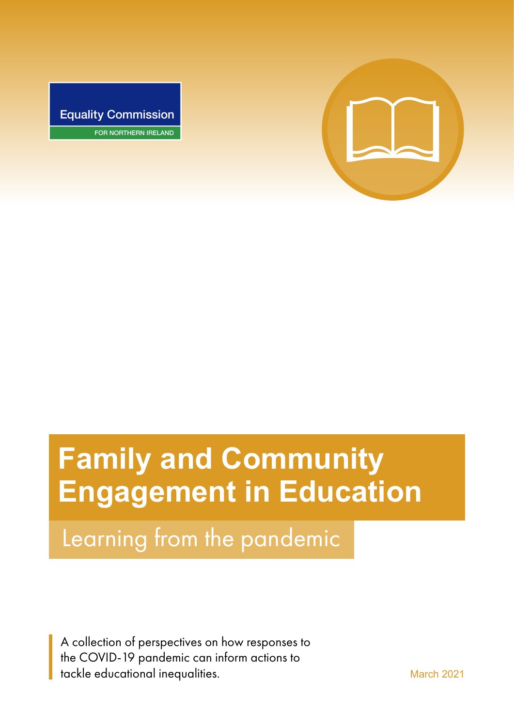Equality Commission

FOR NORTHERN IRELAND

# Family and Community Engagement in Education

## Learning from the pandemic

A collection of perspectives on how responses to the COVID-19 pandemic can inform actions to tackle educational inequalities.

March 2021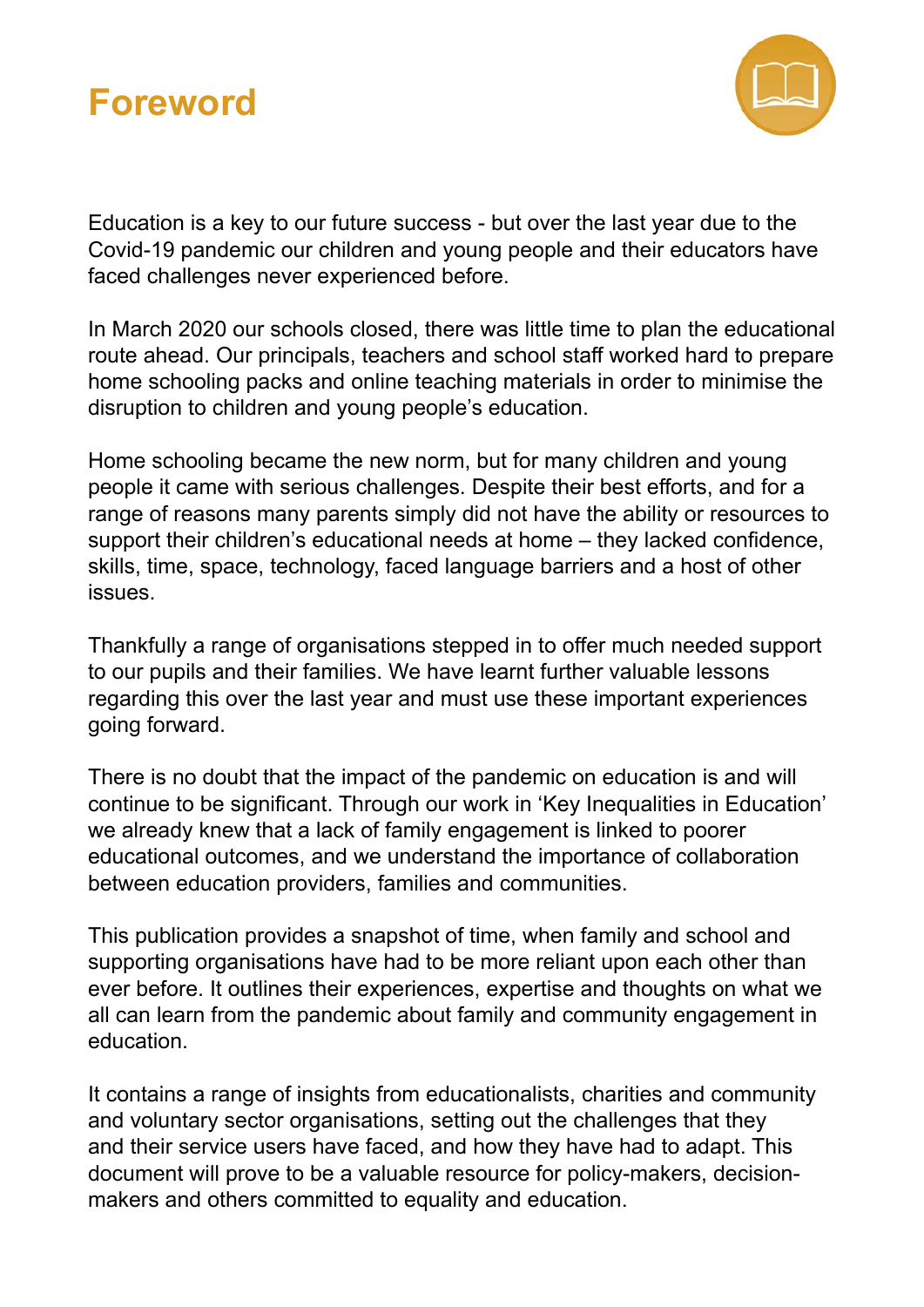# Foreword

Education is a key to our future success - but over the last year due to the Covid-19 pandemic our children and young people and their educators have faced challenges never experienced before.

In March 2020 our schools closed, there was little time to plan the educational route ahead. Our principals, teachers and school staff worked hard to prepare home schooling packs and online teaching materials in order to minimise the disruption to children and young people's education.

Home schooling became the new norm, but for many children and young people it came with serious challenges. Despite their best efforts, and for a range of reasons many parents simply did not have the ability or resources to support their children's educational needs at home – they lacked confidence, skills, time, space, technology, faced language barriers and a host of other issues.

Thankfully a range of organisations stepped in to offer much needed support to our pupils and their families. We have learnt further valuable lessons regarding this over the last year and must use these important experiences going forward.

There is no doubt that the impact of the pandemic on education is and will continue to be significant. Through our work in 'Key Inequalities in Education' we already knew that a lack of family engagement is linked to poorer educational outcomes, and we understand the importance of collaboration between education providers, families and communities.

This publication provides a snapshot of time, when family and school and supporting organisations have had to be more reliant upon each other than ever before. It outlines their experiences, expertise and thoughts on what we all can learn from the pandemic about family and community engagement in education.

It contains a range of insights from educationalists, charities and community and voluntary sector organisations, setting out the challenges that they and their service users have faced, and how they have had to adapt. This document will prove to be a valuable resource for policy-makers, decision-makers and others committed to equality and education.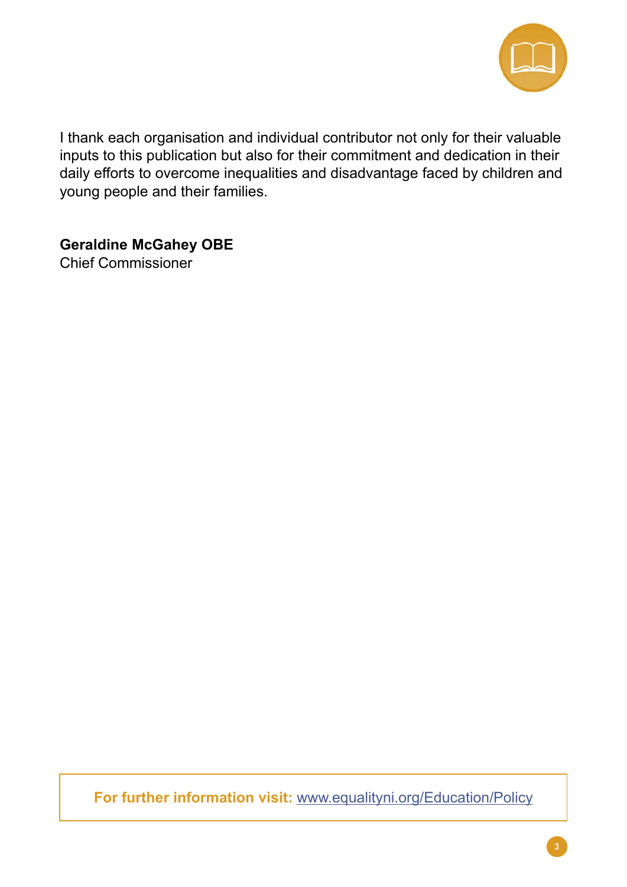I thank each organisation and individual contributor not only for their valuable inputs to this publication but also for their commitment and dedication in their daily efforts to overcome inequalities and disadvantage faced by children and young people and their families.

**Geraldine McGahey OBE**
Chief Commissioner

**For further information visit:** www.equalityni.org/Education/Policy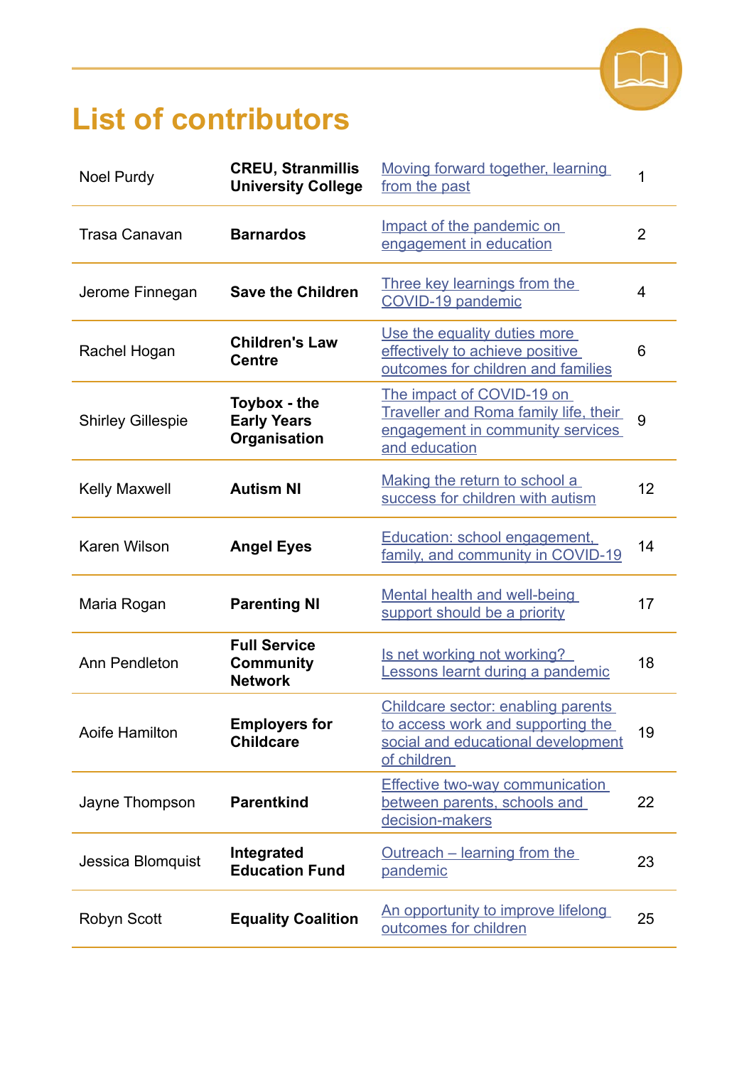# List of contributors

| | | | |
|---|---|---|---|
| Noel Purdy | **CREU, Stranmillis University College** | Moving forward together, learning from the past | 1 |
| Trasa Canavan | **Barnardos** | Impact of the pandemic on engagement in education | 2 |
| Jerome Finnegan | **Save the Children** | Three key learnings from the COVID-19 pandemic | 4 |
| Rachel Hogan | **Children's Law Centre** | Use the equality duties more effectively to achieve positive outcomes for children and families | 6 |
| Shirley Gillespie | **Toybox - the Early Years Organisation** | The impact of COVID-19 on Traveller and Roma family life, their engagement in community services and education | 9 |
| Kelly Maxwell | **Autism NI** | Making the return to school a success for children with autism | 12 |
| Karen Wilson | **Angel Eyes** | Education: school engagement, family, and community in COVID-19 | 14 |
| Maria Rogan | **Parenting NI** | Mental health and well-being support should be a priority | 17 |
| Ann Pendleton | **Full Service Community Network** | Is net working not working? Lessons learnt during a pandemic | 18 |
| Aoife Hamilton | **Employers for Childcare** | Childcare sector: enabling parents to access work and supporting the social and educational development of children | 19 |
| Jayne Thompson | **Parentkind** | Effective two-way communication between parents, schools and decision-makers | 22 |
| Jessica Blomquist | **Integrated Education Fund** | Outreach – learning from the pandemic | 23 |
| Robyn Scott | **Equality Coalition** | An opportunity to improve lifelong outcomes for children | 25 |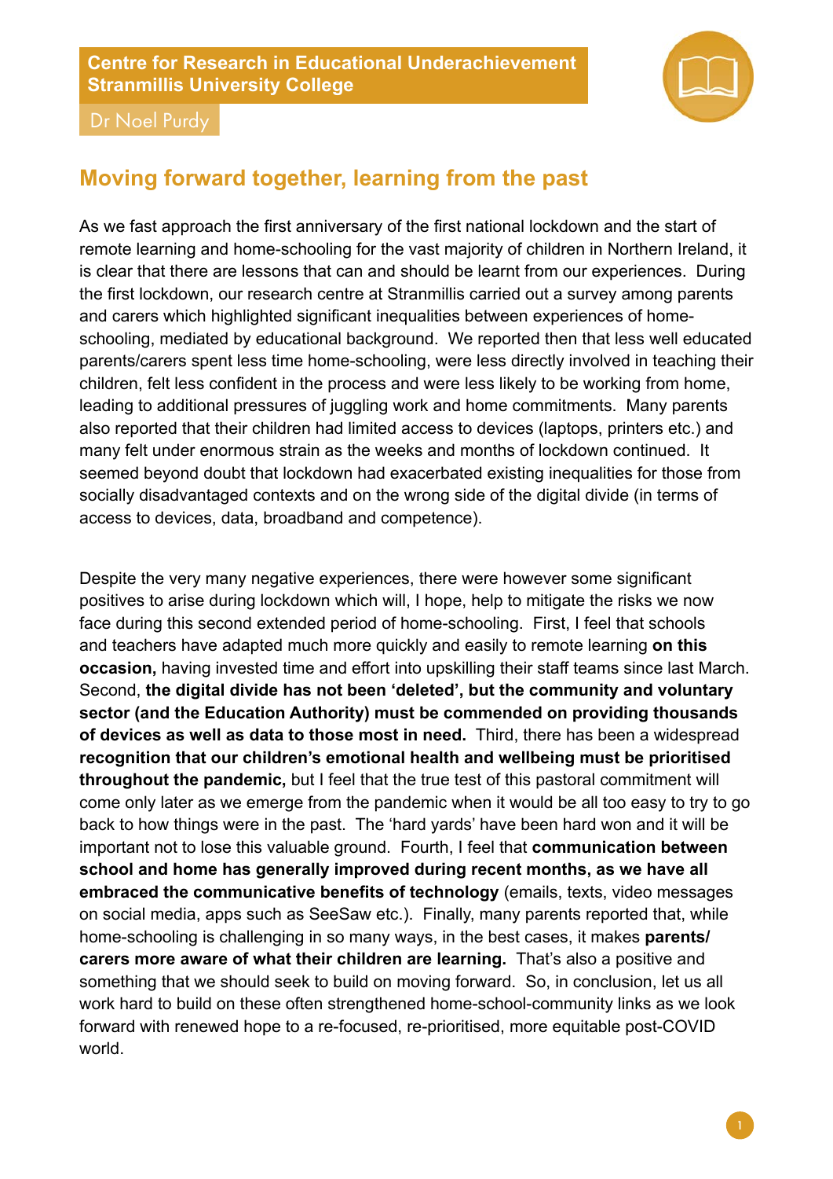**Centre for Research in Educational Underachievement**
**Stranmillis University College**

Dr Noel Purdy

## Moving forward together, learning from the past

As we fast approach the first anniversary of the first national lockdown and the start of remote learning and home-schooling for the vast majority of children in Northern Ireland, it is clear that there are lessons that can and should be learnt from our experiences. During the first lockdown, our research centre at Stranmillis carried out a survey among parents and carers which highlighted significant inequalities between experiences of home-schooling, mediated by educational background. We reported then that less well educated parents/carers spent less time home-schooling, were less directly involved in teaching their children, felt less confident in the process and were less likely to be working from home, leading to additional pressures of juggling work and home commitments. Many parents also reported that their children had limited access to devices (laptops, printers etc.) and many felt under enormous strain as the weeks and months of lockdown continued. It seemed beyond doubt that lockdown had exacerbated existing inequalities for those from socially disadvantaged contexts and on the wrong side of the digital divide (in terms of access to devices, data, broadband and competence).

Despite the very many negative experiences, there were however some significant positives to arise during lockdown which will, I hope, help to mitigate the risks we now face during this second extended period of home-schooling. First, I feel that schools and teachers have adapted much more quickly and easily to remote learning **on this occasion,** having invested time and effort into upskilling their staff teams since last March. Second, **the digital divide has not been 'deleted', but the community and voluntary sector (and the Education Authority) must be commended on providing thousands of devices as well as data to those most in need.** Third, there has been a widespread **recognition that our children's emotional health and wellbeing must be prioritised throughout the pandemic,** but I feel that the true test of this pastoral commitment will come only later as we emerge from the pandemic when it would be all too easy to try to go back to how things were in the past. The 'hard yards' have been hard won and it will be important not to lose this valuable ground. Fourth, I feel that **communication between school and home has generally improved during recent months, as we have all embraced the communicative benefits of technology** (emails, texts, video messages on social media, apps such as SeeSaw etc.). Finally, many parents reported that, while home-schooling is challenging in so many ways, in the best cases, it makes **parents/carers more aware of what their children are learning.** That's also a positive and something that we should seek to build on moving forward. So, in conclusion, let us all work hard to build on these often strengthened home-school-community links as we look forward with renewed hope to a re-focused, re-prioritised, more equitable post-COVID world.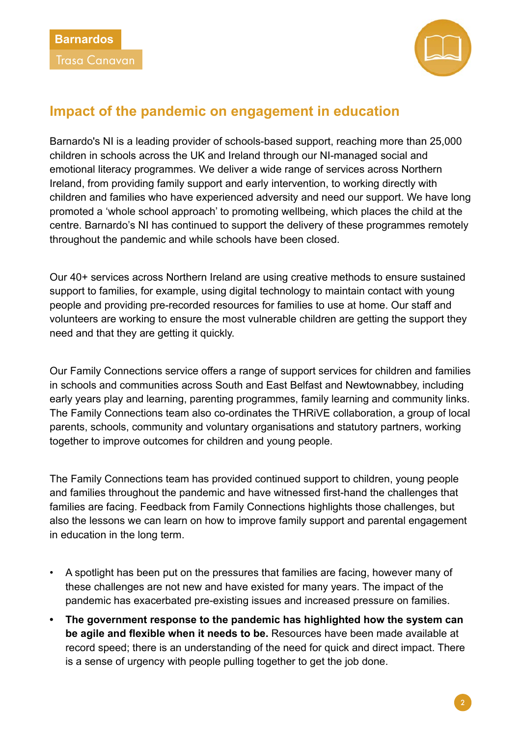## Impact of the pandemic on engagement in education

Barnardo's NI is a leading provider of schools-based support, reaching more than 25,000 children in schools across the UK and Ireland through our NI-managed social and emotional literacy programmes. We deliver a wide range of services across Northern Ireland, from providing family support and early intervention, to working directly with children and families who have experienced adversity and need our support. We have long promoted a 'whole school approach' to promoting wellbeing, which places the child at the centre. Barnardo's NI has continued to support the delivery of these programmes remotely throughout the pandemic and while schools have been closed.

Our 40+ services across Northern Ireland are using creative methods to ensure sustained support to families, for example, using digital technology to maintain contact with young people and providing pre-recorded resources for families to use at home. Our staff and volunteers are working to ensure the most vulnerable children are getting the support they need and that they are getting it quickly.

Our Family Connections service offers a range of support services for children and families in schools and communities across South and East Belfast and Newtownabbey, including early years play and learning, parenting programmes, family learning and community links. The Family Connections team also co-ordinates the THRiVE collaboration, a group of local parents, schools, community and voluntary organisations and statutory partners, working together to improve outcomes for children and young people.

The Family Connections team has provided continued support to children, young people and families throughout the pandemic and have witnessed first-hand the challenges that families are facing. Feedback from Family Connections highlights those challenges, but also the lessons we can learn on how to improve family support and parental engagement in education in the long term.

- A spotlight has been put on the pressures that families are facing, however many of these challenges are not new and have existed for many years. The impact of the pandemic has exacerbated pre-existing issues and increased pressure on families.
- **The government response to the pandemic has highlighted how the system can be agile and flexible when it needs to be.** Resources have been made available at record speed; there is an understanding of the need for quick and direct impact. There is a sense of urgency with people pulling together to get the job done.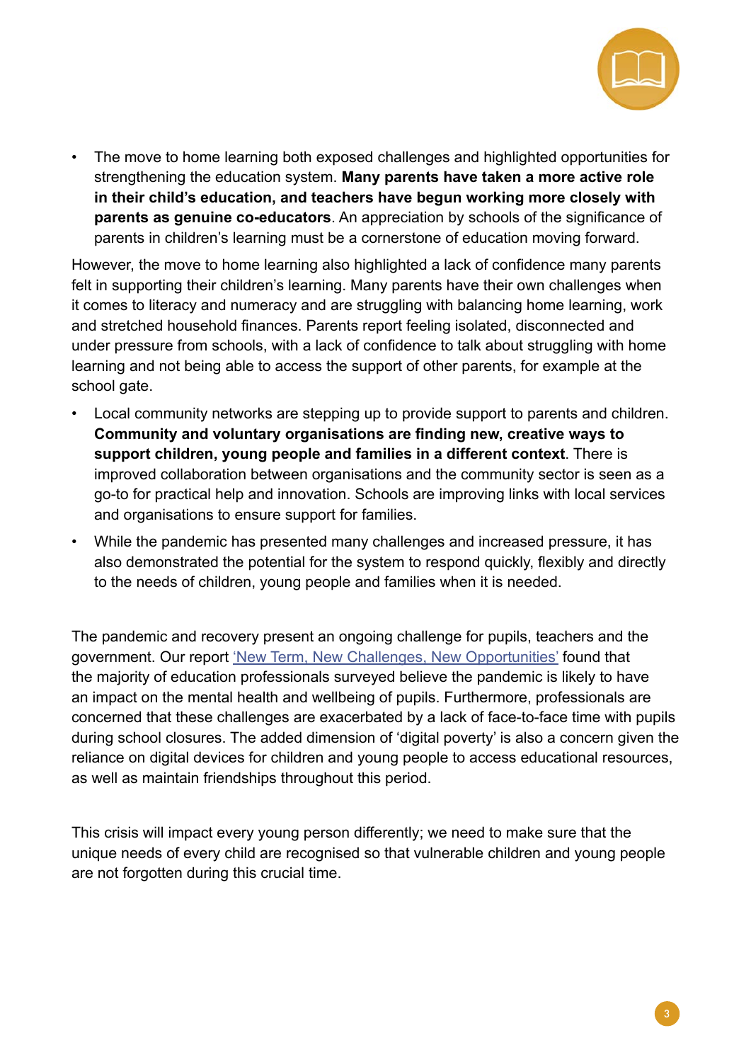- The move to home learning both exposed challenges and highlighted opportunities for strengthening the education system. **Many parents have taken a more active role in their child's education, and teachers have begun working more closely with parents as genuine co-educators**. An appreciation by schools of the significance of parents in children's learning must be a cornerstone of education moving forward.

However, the move to home learning also highlighted a lack of confidence many parents felt in supporting their children's learning. Many parents have their own challenges when it comes to literacy and numeracy and are struggling with balancing home learning, work and stretched household finances. Parents report feeling isolated, disconnected and under pressure from schools, with a lack of confidence to talk about struggling with home learning and not being able to access the support of other parents, for example at the school gate.

- Local community networks are stepping up to provide support to parents and children. **Community and voluntary organisations are finding new, creative ways to support children, young people and families in a different context**. There is improved collaboration between organisations and the community sector is seen as a go-to for practical help and innovation. Schools are improving links with local services and organisations to ensure support for families.
- While the pandemic has presented many challenges and increased pressure, it has also demonstrated the potential for the system to respond quickly, flexibly and directly to the needs of children, young people and families when it is needed.

The pandemic and recovery present an ongoing challenge for pupils, teachers and the government. Our report 'New Term, New Challenges, New Opportunities' found that the majority of education professionals surveyed believe the pandemic is likely to have an impact on the mental health and wellbeing of pupils. Furthermore, professionals are concerned that these challenges are exacerbated by a lack of face-to-face time with pupils during school closures. The added dimension of 'digital poverty' is also a concern given the reliance on digital devices for children and young people to access educational resources, as well as maintain friendships throughout this period.

This crisis will impact every young person differently; we need to make sure that the unique needs of every child are recognised so that vulnerable children and young people are not forgotten during this crucial time.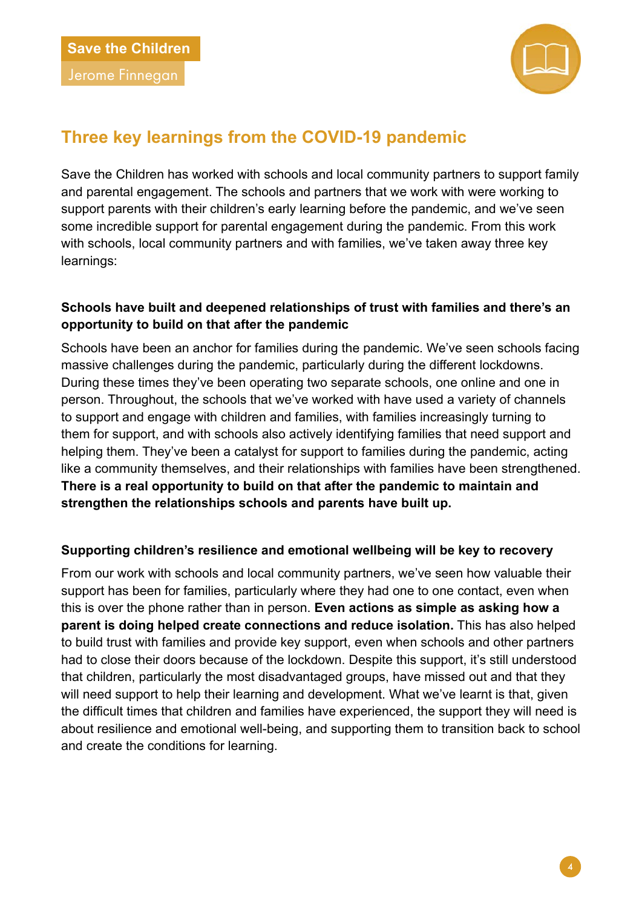Save the Children

Jerome Finnegan

## Three key learnings from the COVID-19 pandemic

Save the Children has worked with schools and local community partners to support family and parental engagement. The schools and partners that we work with were working to support parents with their children's early learning before the pandemic, and we've seen some incredible support for parental engagement during the pandemic. From this work with schools, local community partners and with families, we've taken away three key learnings:

### Schools have built and deepened relationships of trust with families and there's an opportunity to build on that after the pandemic

Schools have been an anchor for families during the pandemic. We've seen schools facing massive challenges during the pandemic, particularly during the different lockdowns. During these times they've been operating two separate schools, one online and one in person. Throughout, the schools that we've worked with have used a variety of channels to support and engage with children and families, with families increasingly turning to them for support, and with schools also actively identifying families that need support and helping them. They've been a catalyst for support to families during the pandemic, acting like a community themselves, and their relationships with families have been strengthened. **There is a real opportunity to build on that after the pandemic to maintain and strengthen the relationships schools and parents have built up.**

### Supporting children's resilience and emotional wellbeing will be key to recovery

From our work with schools and local community partners, we've seen how valuable their support has been for families, particularly where they had one to one contact, even when this is over the phone rather than in person. **Even actions as simple as asking how a parent is doing helped create connections and reduce isolation.** This has also helped to build trust with families and provide key support, even when schools and other partners had to close their doors because of the lockdown. Despite this support, it's still understood that children, particularly the most disadvantaged groups, have missed out and that they will need support to help their learning and development. What we've learnt is that, given the difficult times that children and families have experienced, the support they will need is about resilience and emotional well-being, and supporting them to transition back to school and create the conditions for learning.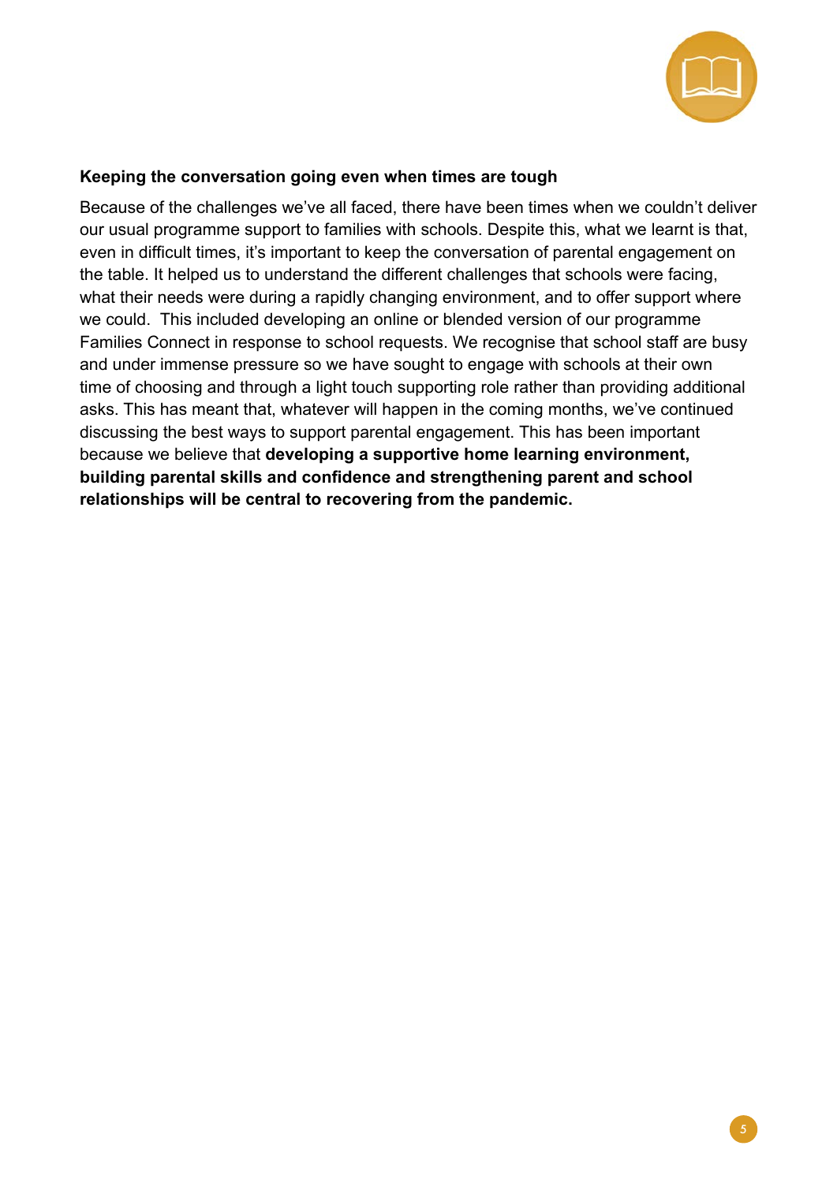**Keeping the conversation going even when times are tough**

Because of the challenges we've all faced, there have been times when we couldn't deliver our usual programme support to families with schools. Despite this, what we learnt is that, even in difficult times, it's important to keep the conversation of parental engagement on the table. It helped us to understand the different challenges that schools were facing, what their needs were during a rapidly changing environment, and to offer support where we could. This included developing an online or blended version of our programme Families Connect in response to school requests. We recognise that school staff are busy and under immense pressure so we have sought to engage with schools at their own time of choosing and through a light touch supporting role rather than providing additional asks. This has meant that, whatever will happen in the coming months, we've continued discussing the best ways to support parental engagement. This has been important because we believe that **developing a supportive home learning environment, building parental skills and confidence and strengthening parent and school relationships will be central to recovering from the pandemic.**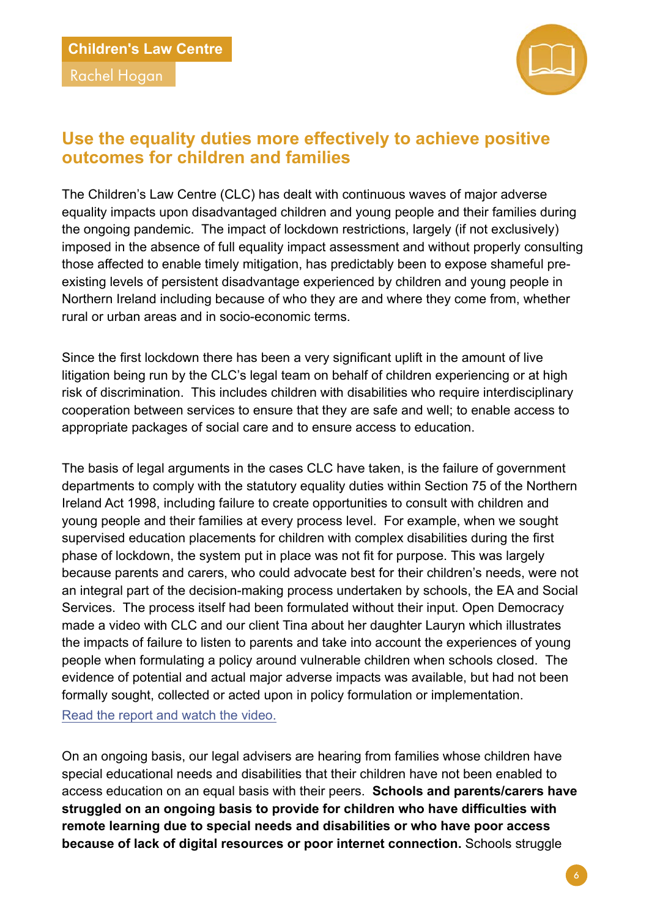Children's Law Centre

Rachel Hogan

## Use the equality duties more effectively to achieve positive outcomes for children and families

The Children's Law Centre (CLC) has dealt with continuous waves of major adverse equality impacts upon disadvantaged children and young people and their families during the ongoing pandemic. The impact of lockdown restrictions, largely (if not exclusively) imposed in the absence of full equality impact assessment and without properly consulting those affected to enable timely mitigation, has predictably been to expose shameful pre-existing levels of persistent disadvantage experienced by children and young people in Northern Ireland including because of who they are and where they come from, whether rural or urban areas and in socio-economic terms.

Since the first lockdown there has been a very significant uplift in the amount of live litigation being run by the CLC's legal team on behalf of children experiencing or at high risk of discrimination. This includes children with disabilities who require interdisciplinary cooperation between services to ensure that they are safe and well; to enable access to appropriate packages of social care and to ensure access to education.

The basis of legal arguments in the cases CLC have taken, is the failure of government departments to comply with the statutory equality duties within Section 75 of the Northern Ireland Act 1998, including failure to create opportunities to consult with children and young people and their families at every process level. For example, when we sought supervised education placements for children with complex disabilities during the first phase of lockdown, the system put in place was not fit for purpose. This was largely because parents and carers, who could advocate best for their children's needs, were not an integral part of the decision-making process undertaken by schools, the EA and Social Services. The process itself had been formulated without their input. Open Democracy made a video with CLC and our client Tina about her daughter Lauryn which illustrates the impacts of failure to listen to parents and take into account the experiences of young people when formulating a policy around vulnerable children when schools closed. The evidence of potential and actual major adverse impacts was available, but had not been formally sought, collected or acted upon in policy formulation or implementation.
Read the report and watch the video.

On an ongoing basis, our legal advisers are hearing from families whose children have special educational needs and disabilities that their children have not been enabled to access education on an equal basis with their peers. **Schools and parents/carers have struggled on an ongoing basis to provide for children who have difficulties with remote learning due to special needs and disabilities or who have poor access because of lack of digital resources or poor internet connection.** Schools struggle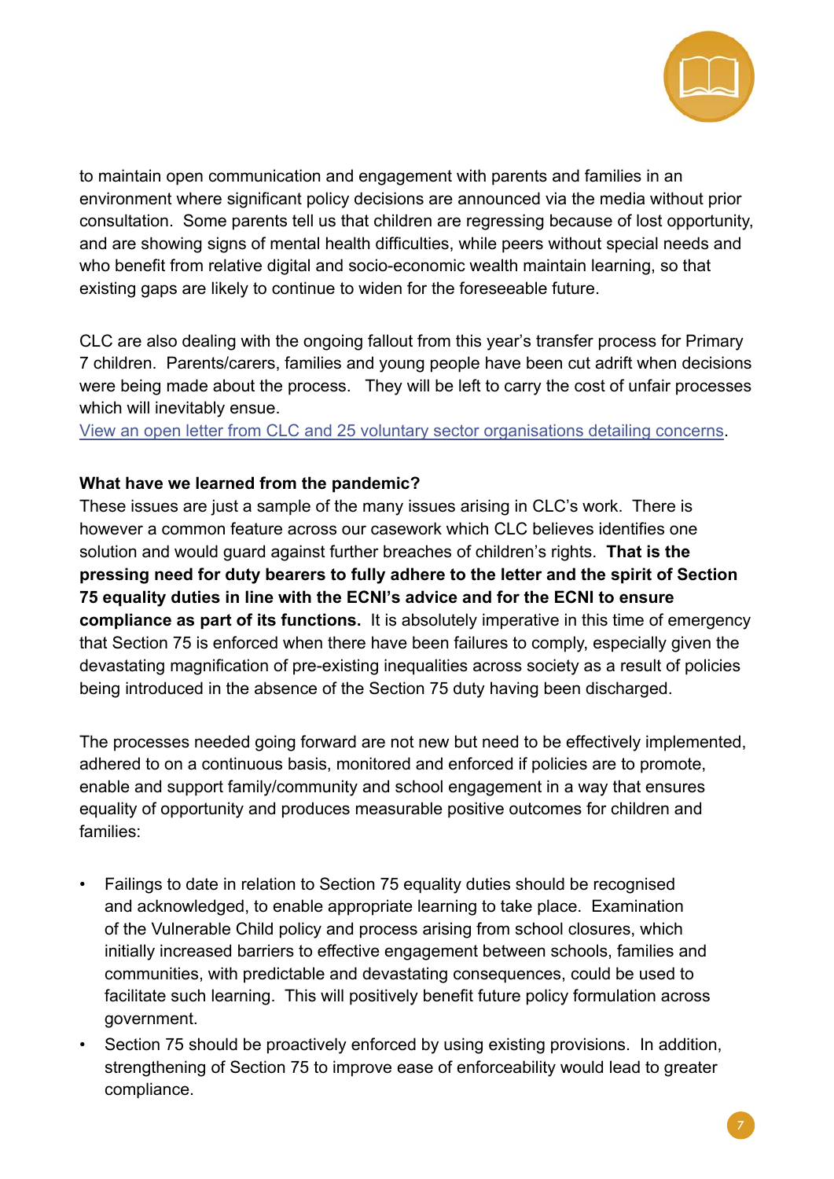to maintain open communication and engagement with parents and families in an environment where significant policy decisions are announced via the media without prior consultation. Some parents tell us that children are regressing because of lost opportunity, and are showing signs of mental health difficulties, while peers without special needs and who benefit from relative digital and socio-economic wealth maintain learning, so that existing gaps are likely to continue to widen for the foreseeable future.

CLC are also dealing with the ongoing fallout from this year's transfer process for Primary 7 children. Parents/carers, families and young people have been cut adrift when decisions were being made about the process. They will be left to carry the cost of unfair processes which will inevitably ensue.
View an open letter from CLC and 25 voluntary sector organisations detailing concerns.

**What have we learned from the pandemic?**
These issues are just a sample of the many issues arising in CLC's work. There is however a common feature across our casework which CLC believes identifies one solution and would guard against further breaches of children's rights. **That is the pressing need for duty bearers to fully adhere to the letter and the spirit of Section 75 equality duties in line with the ECNI's advice and for the ECNI to ensure compliance as part of its functions.** It is absolutely imperative in this time of emergency that Section 75 is enforced when there have been failures to comply, especially given the devastating magnification of pre-existing inequalities across society as a result of policies being introduced in the absence of the Section 75 duty having been discharged.

The processes needed going forward are not new but need to be effectively implemented, adhered to on a continuous basis, monitored and enforced if policies are to promote, enable and support family/community and school engagement in a way that ensures equality of opportunity and produces measurable positive outcomes for children and families:

- Failings to date in relation to Section 75 equality duties should be recognised and acknowledged, to enable appropriate learning to take place. Examination of the Vulnerable Child policy and process arising from school closures, which initially increased barriers to effective engagement between schools, families and communities, with predictable and devastating consequences, could be used to facilitate such learning. This will positively benefit future policy formulation across government.
- Section 75 should be proactively enforced by using existing provisions. In addition, strengthening of Section 75 to improve ease of enforceability would lead to greater compliance.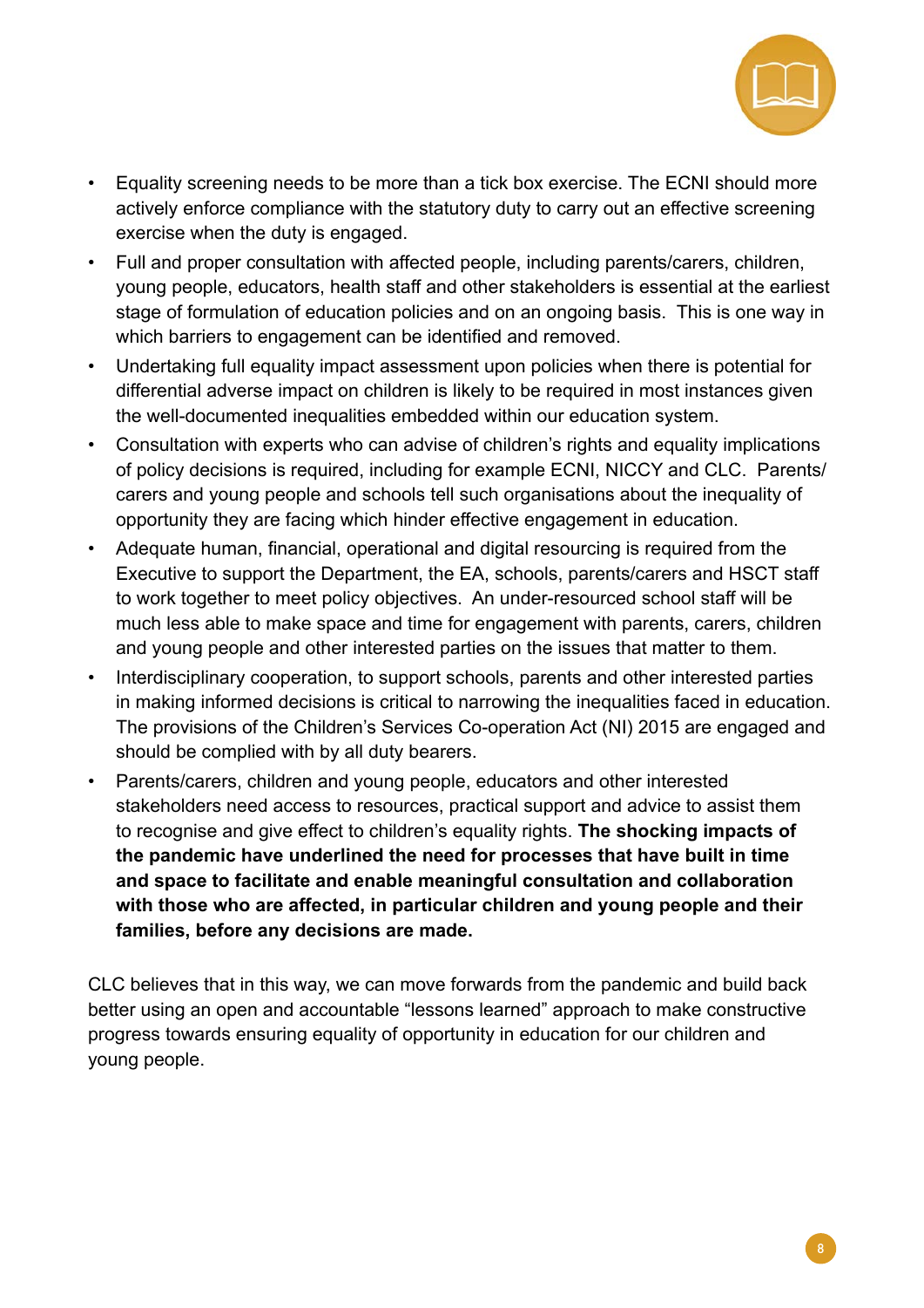- Equality screening needs to be more than a tick box exercise. The ECNI should more actively enforce compliance with the statutory duty to carry out an effective screening exercise when the duty is engaged.
- Full and proper consultation with affected people, including parents/carers, children, young people, educators, health staff and other stakeholders is essential at the earliest stage of formulation of education policies and on an ongoing basis. This is one way in which barriers to engagement can be identified and removed.
- Undertaking full equality impact assessment upon policies when there is potential for differential adverse impact on children is likely to be required in most instances given the well-documented inequalities embedded within our education system.
- Consultation with experts who can advise of children's rights and equality implications of policy decisions is required, including for example ECNI, NICCY and CLC. Parents/carers and young people and schools tell such organisations about the inequality of opportunity they are facing which hinder effective engagement in education.
- Adequate human, financial, operational and digital resourcing is required from the Executive to support the Department, the EA, schools, parents/carers and HSCT staff to work together to meet policy objectives. An under-resourced school staff will be much less able to make space and time for engagement with parents, carers, children and young people and other interested parties on the issues that matter to them.
- Interdisciplinary cooperation, to support schools, parents and other interested parties in making informed decisions is critical to narrowing the inequalities faced in education. The provisions of the Children's Services Co-operation Act (NI) 2015 are engaged and should be complied with by all duty bearers.
- Parents/carers, children and young people, educators and other interested stakeholders need access to resources, practical support and advice to assist them to recognise and give effect to children's equality rights. **The shocking impacts of the pandemic have underlined the need for processes that have built in time and space to facilitate and enable meaningful consultation and collaboration with those who are affected, in particular children and young people and their families, before any decisions are made.**

CLC believes that in this way, we can move forwards from the pandemic and build back better using an open and accountable "lessons learned" approach to make constructive progress towards ensuring equality of opportunity in education for our children and young people.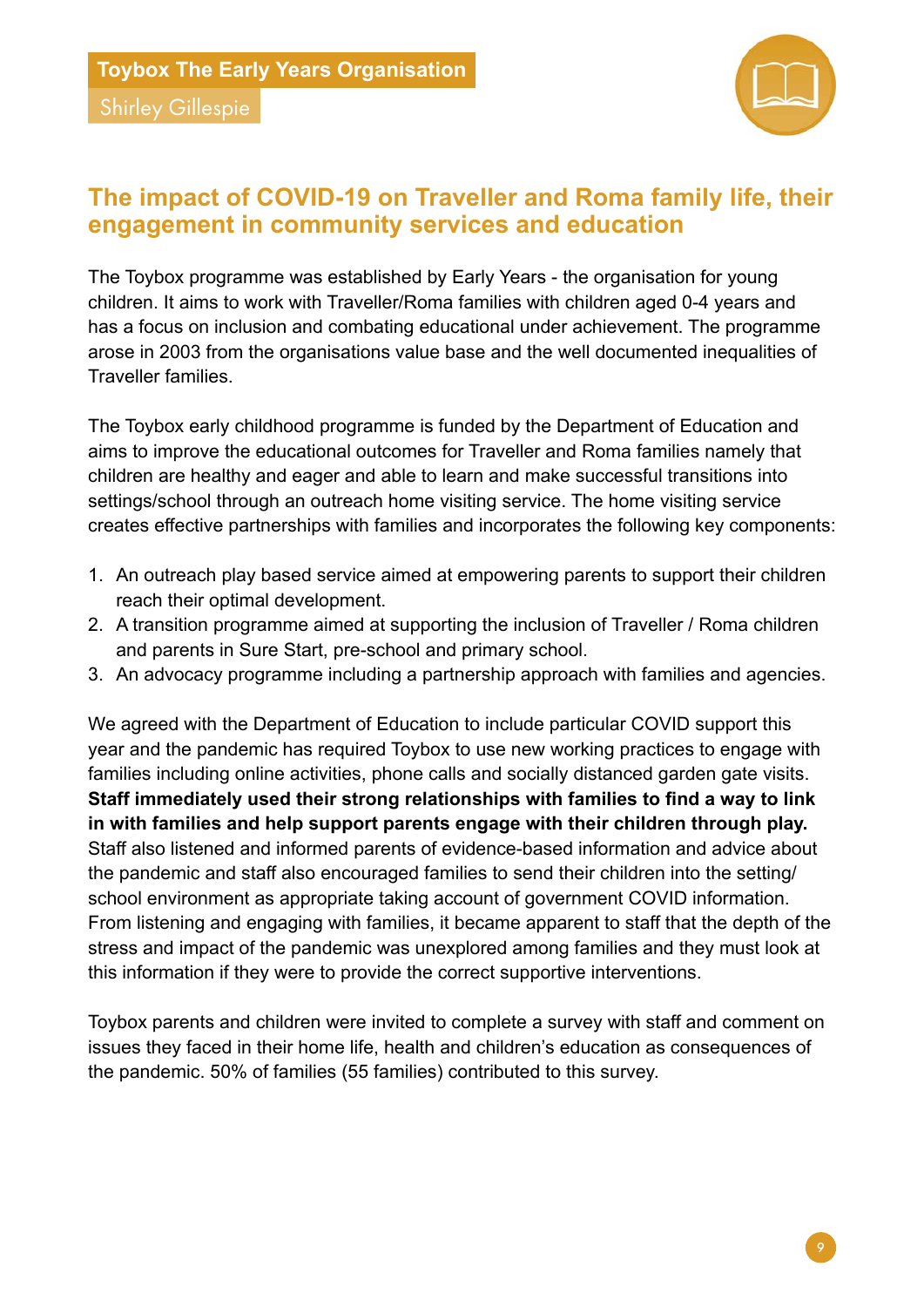**Toybox The Early Years Organisation**

Shirley Gillespie

## The impact of COVID-19 on Traveller and Roma family life, their engagement in community services and education

The Toybox programme was established by Early Years - the organisation for young children. It aims to work with Traveller/Roma families with children aged 0-4 years and has a focus on inclusion and combating educational under achievement. The programme arose in 2003 from the organisations value base and the well documented inequalities of Traveller families.

The Toybox early childhood programme is funded by the Department of Education and aims to improve the educational outcomes for Traveller and Roma families namely that children are healthy and eager and able to learn and make successful transitions into settings/school through an outreach home visiting service. The home visiting service creates effective partnerships with families and incorporates the following key components:

1. An outreach play based service aimed at empowering parents to support their children reach their optimal development.
2. A transition programme aimed at supporting the inclusion of Traveller / Roma children and parents in Sure Start, pre-school and primary school.
3. An advocacy programme including a partnership approach with families and agencies.

We agreed with the Department of Education to include particular COVID support this year and the pandemic has required Toybox to use new working practices to engage with families including online activities, phone calls and socially distanced garden gate visits. **Staff immediately used their strong relationships with families to find a way to link in with families and help support parents engage with their children through play.** Staff also listened and informed parents of evidence-based information and advice about the pandemic and staff also encouraged families to send their children into the setting/ school environment as appropriate taking account of government COVID information. From listening and engaging with families, it became apparent to staff that the depth of the stress and impact of the pandemic was unexplored among families and they must look at this information if they were to provide the correct supportive interventions.

Toybox parents and children were invited to complete a survey with staff and comment on issues they faced in their home life, health and children's education as consequences of the pandemic. 50% of families (55 families) contributed to this survey.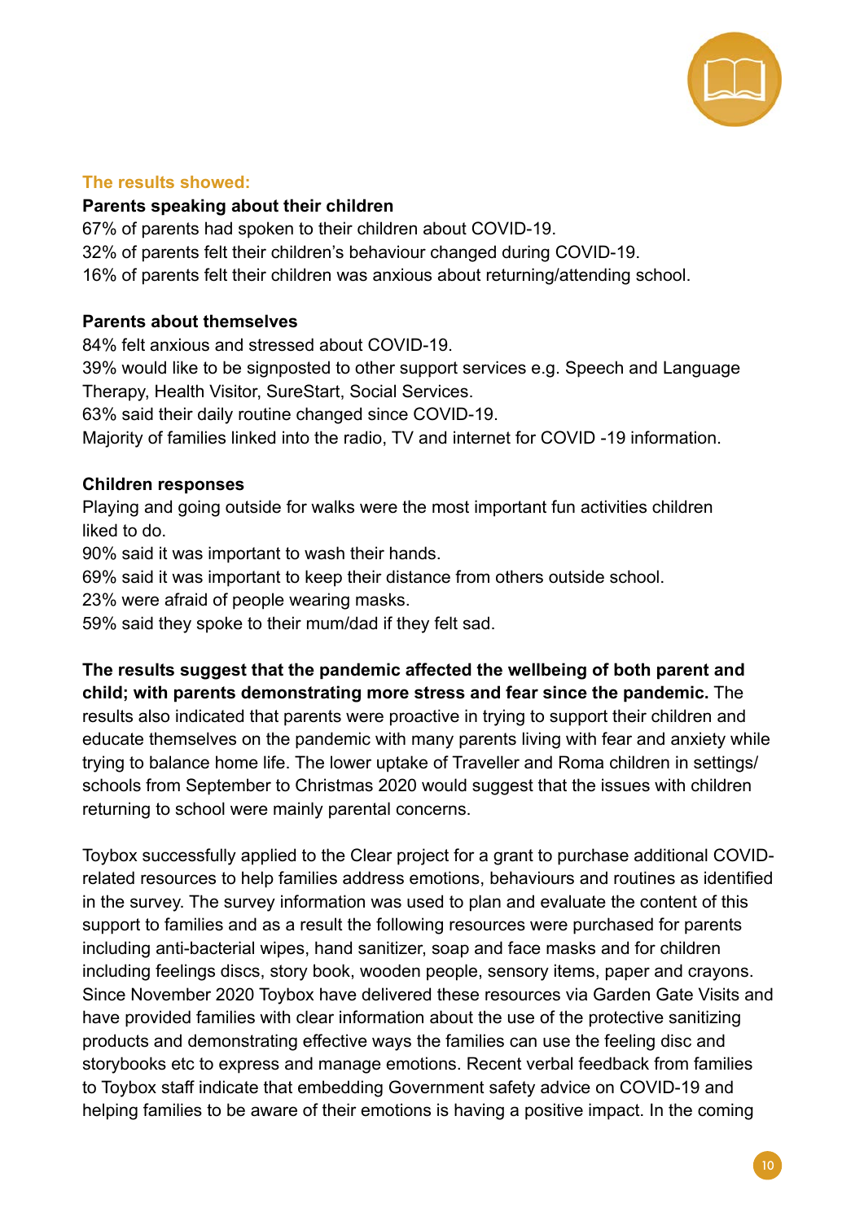**The results showed:**

**Parents speaking about their children**

67% of parents had spoken to their children about COVID-19.
32% of parents felt their children's behaviour changed during COVID-19.
16% of parents felt their children was anxious about returning/attending school.

**Parents about themselves**

84% felt anxious and stressed about COVID-19.
39% would like to be signposted to other support services e.g. Speech and Language Therapy, Health Visitor, SureStart, Social Services.
63% said their daily routine changed since COVID-19.
Majority of families linked into the radio, TV and internet for COVID -19 information.

**Children responses**

Playing and going outside for walks were the most important fun activities children liked to do.
90% said it was important to wash their hands.
69% said it was important to keep their distance from others outside school.
23% were afraid of people wearing masks.
59% said they spoke to their mum/dad if they felt sad.

**The results suggest that the pandemic affected the wellbeing of both parent and child; with parents demonstrating more stress and fear since the pandemic.** The results also indicated that parents were proactive in trying to support their children and educate themselves on the pandemic with many parents living with fear and anxiety while trying to balance home life. The lower uptake of Traveller and Roma children in settings/schools from September to Christmas 2020 would suggest that the issues with children returning to school were mainly parental concerns.

Toybox successfully applied to the Clear project for a grant to purchase additional COVID-related resources to help families address emotions, behaviours and routines as identified in the survey. The survey information was used to plan and evaluate the content of this support to families and as a result the following resources were purchased for parents including anti-bacterial wipes, hand sanitizer, soap and face masks and for children including feelings discs, story book, wooden people, sensory items, paper and crayons. Since November 2020 Toybox have delivered these resources via Garden Gate Visits and have provided families with clear information about the use of the protective sanitizing products and demonstrating effective ways the families can use the feeling disc and storybooks etc to express and manage emotions. Recent verbal feedback from families to Toybox staff indicate that embedding Government safety advice on COVID-19 and helping families to be aware of their emotions is having a positive impact. In the coming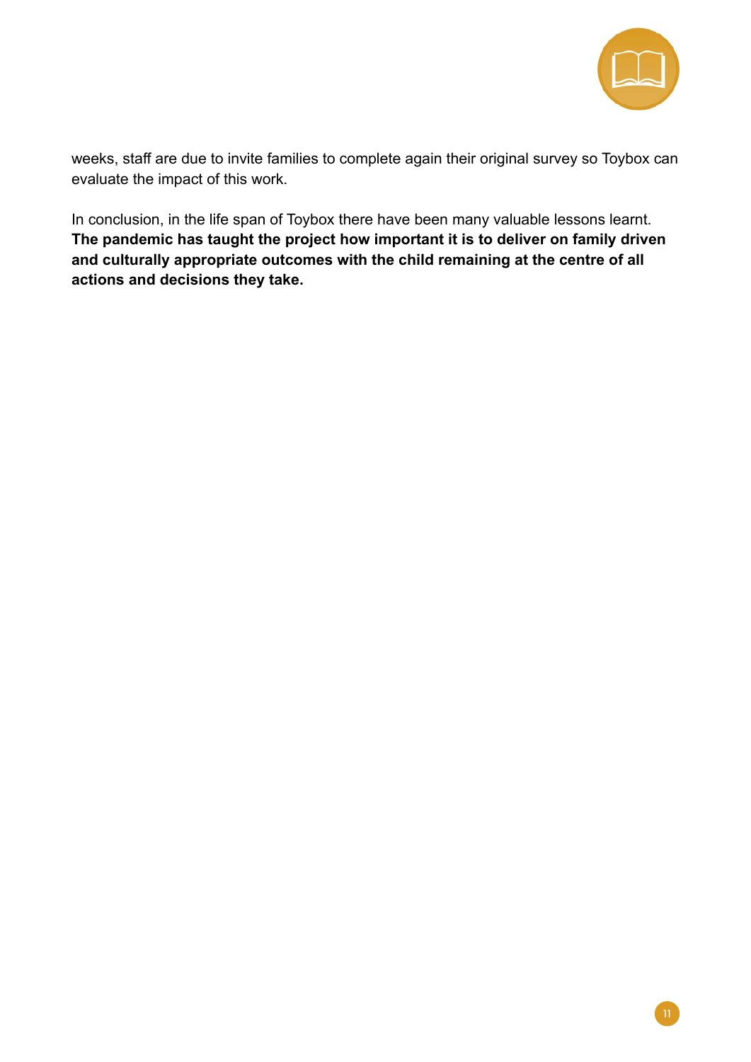weeks, staff are due to invite families to complete again their original survey so Toybox can evaluate the impact of this work.

In conclusion, in the life span of Toybox there have been many valuable lessons learnt. **The pandemic has taught the project how important it is to deliver on family driven and culturally appropriate outcomes with the child remaining at the centre of all actions and decisions they take.**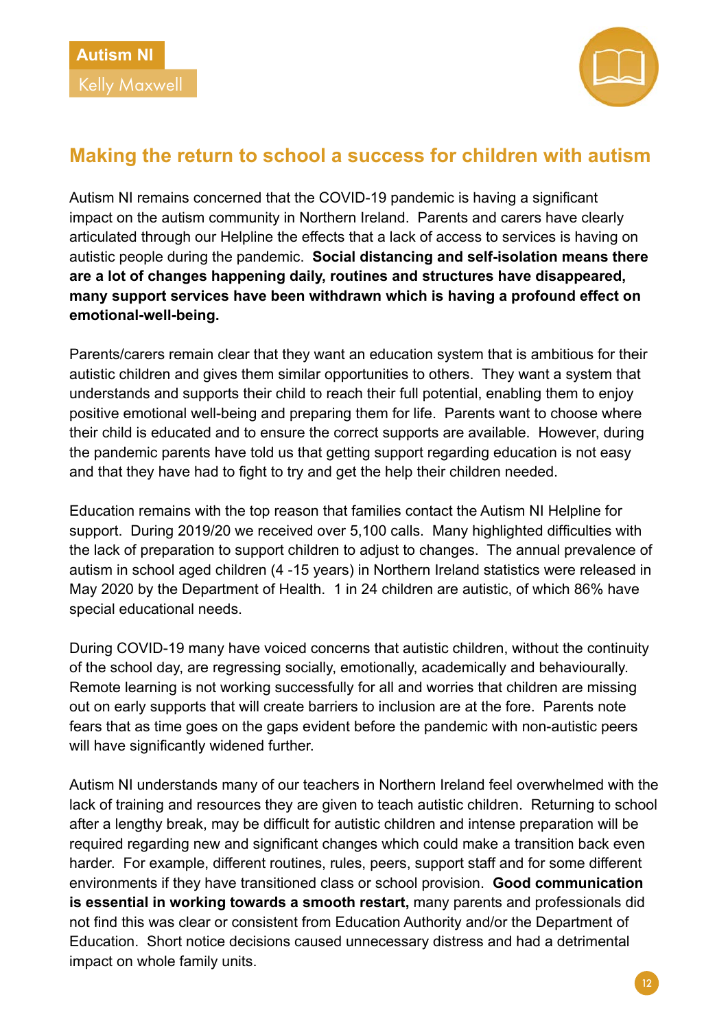Autism NI

Kelly Maxwell

## Making the return to school a success for children with autism

Autism NI remains concerned that the COVID-19 pandemic is having a significant impact on the autism community in Northern Ireland. Parents and carers have clearly articulated through our Helpline the effects that a lack of access to services is having on autistic people during the pandemic. **Social distancing and self-isolation means there are a lot of changes happening daily, routines and structures have disappeared, many support services have been withdrawn which is having a profound effect on emotional-well-being.**

Parents/carers remain clear that they want an education system that is ambitious for their autistic children and gives them similar opportunities to others. They want a system that understands and supports their child to reach their full potential, enabling them to enjoy positive emotional well-being and preparing them for life. Parents want to choose where their child is educated and to ensure the correct supports are available. However, during the pandemic parents have told us that getting support regarding education is not easy and that they have had to fight to try and get the help their children needed.

Education remains with the top reason that families contact the Autism NI Helpline for support. During 2019/20 we received over 5,100 calls. Many highlighted difficulties with the lack of preparation to support children to adjust to changes. The annual prevalence of autism in school aged children (4 -15 years) in Northern Ireland statistics were released in May 2020 by the Department of Health. 1 in 24 children are autistic, of which 86% have special educational needs.

During COVID-19 many have voiced concerns that autistic children, without the continuity of the school day, are regressing socially, emotionally, academically and behaviourally. Remote learning is not working successfully for all and worries that children are missing out on early supports that will create barriers to inclusion are at the fore. Parents note fears that as time goes on the gaps evident before the pandemic with non-autistic peers will have significantly widened further.

Autism NI understands many of our teachers in Northern Ireland feel overwhelmed with the lack of training and resources they are given to teach autistic children. Returning to school after a lengthy break, may be difficult for autistic children and intense preparation will be required regarding new and significant changes which could make a transition back even harder. For example, different routines, rules, peers, support staff and for some different environments if they have transitioned class or school provision. **Good communication is essential in working towards a smooth restart,** many parents and professionals did not find this was clear or consistent from Education Authority and/or the Department of Education. Short notice decisions caused unnecessary distress and had a detrimental impact on whole family units.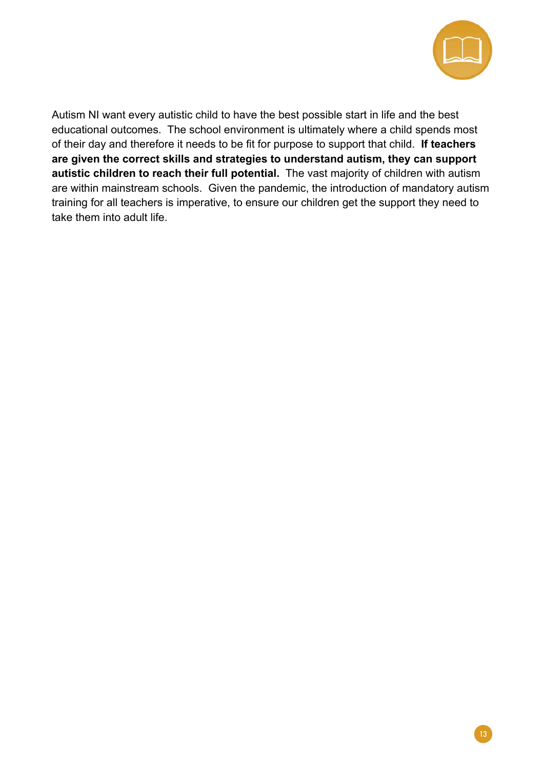Autism NI want every autistic child to have the best possible start in life and the best educational outcomes. The school environment is ultimately where a child spends most of their day and therefore it needs to be fit for purpose to support that child. **If teachers are given the correct skills and strategies to understand autism, they can support autistic children to reach their full potential.** The vast majority of children with autism are within mainstream schools. Given the pandemic, the introduction of mandatory autism training for all teachers is imperative, to ensure our children get the support they need to take them into adult life.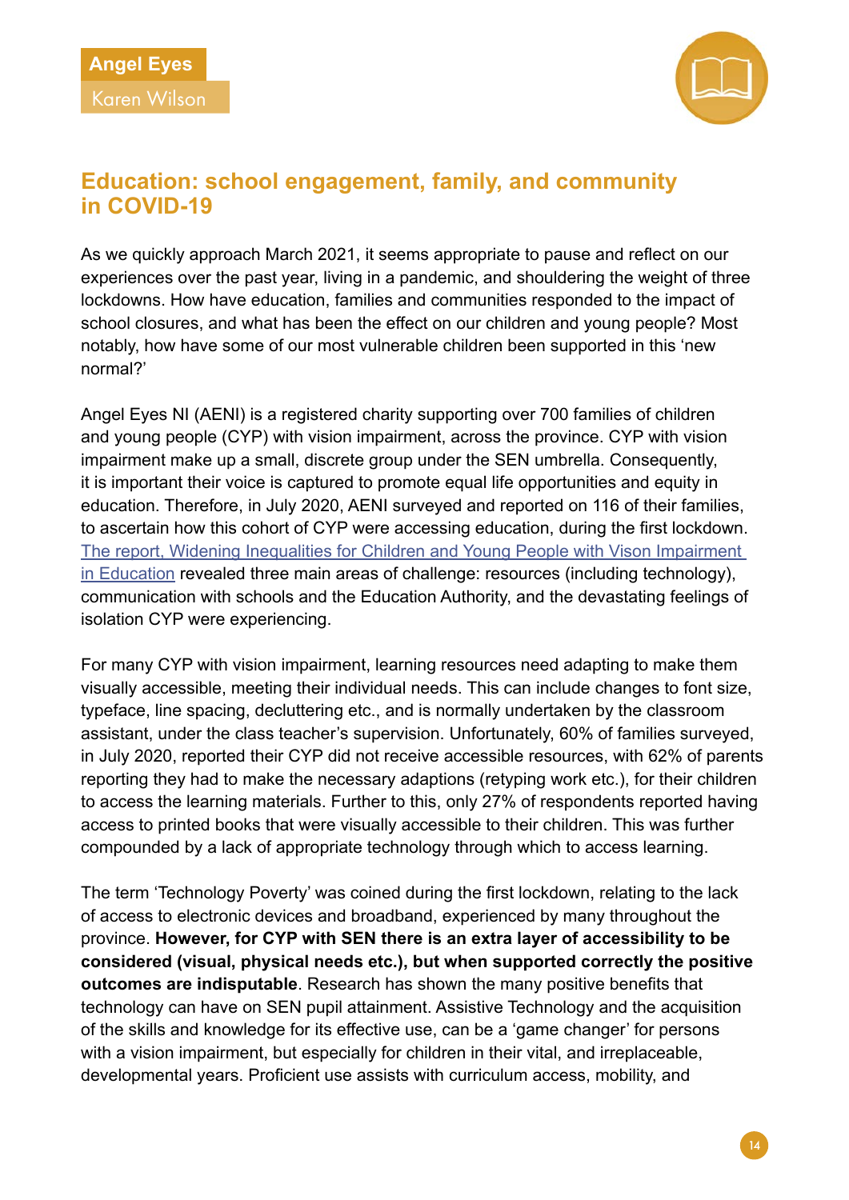Angel Eyes
Karen Wilson

## Education: school engagement, family, and community in COVID-19

As we quickly approach March 2021, it seems appropriate to pause and reflect on our experiences over the past year, living in a pandemic, and shouldering the weight of three lockdowns. How have education, families and communities responded to the impact of school closures, and what has been the effect on our children and young people? Most notably, how have some of our most vulnerable children been supported in this 'new normal?'

Angel Eyes NI (AENI) is a registered charity supporting over 700 families of children and young people (CYP) with vision impairment, across the province. CYP with vision impairment make up a small, discrete group under the SEN umbrella. Consequently, it is important their voice is captured to promote equal life opportunities and equity in education. Therefore, in July 2020, AENI surveyed and reported on 116 of their families, to ascertain how this cohort of CYP were accessing education, during the first lockdown. The report, Widening Inequalities for Children and Young People with Vison Impairment in Education revealed three main areas of challenge: resources (including technology), communication with schools and the Education Authority, and the devastating feelings of isolation CYP were experiencing.

For many CYP with vision impairment, learning resources need adapting to make them visually accessible, meeting their individual needs. This can include changes to font size, typeface, line spacing, decluttering etc., and is normally undertaken by the classroom assistant, under the class teacher's supervision. Unfortunately, 60% of families surveyed, in July 2020, reported their CYP did not receive accessible resources, with 62% of parents reporting they had to make the necessary adaptions (retyping work etc.), for their children to access the learning materials. Further to this, only 27% of respondents reported having access to printed books that were visually accessible to their children. This was further compounded by a lack of appropriate technology through which to access learning.

The term 'Technology Poverty' was coined during the first lockdown, relating to the lack of access to electronic devices and broadband, experienced by many throughout the province. **However, for CYP with SEN there is an extra layer of accessibility to be considered (visual, physical needs etc.), but when supported correctly the positive outcomes are indisputable**. Research has shown the many positive benefits that technology can have on SEN pupil attainment. Assistive Technology and the acquisition of the skills and knowledge for its effective use, can be a 'game changer' for persons with a vision impairment, but especially for children in their vital, and irreplaceable, developmental years. Proficient use assists with curriculum access, mobility, and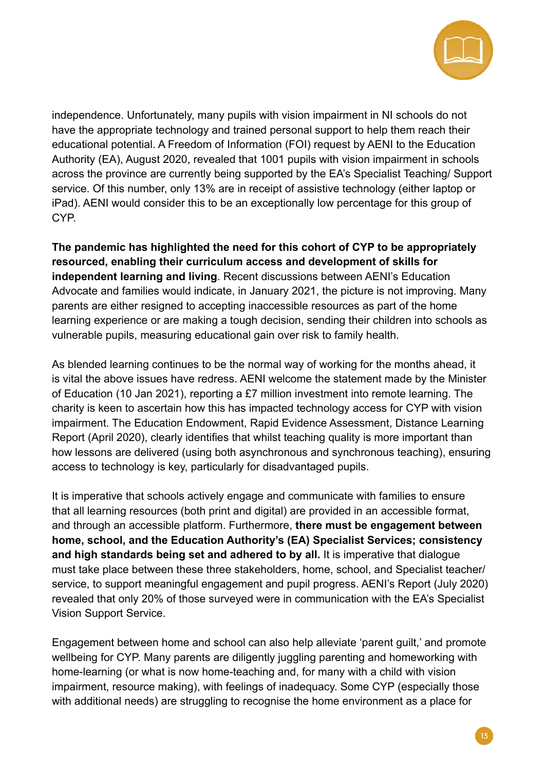independence. Unfortunately, many pupils with vision impairment in NI schools do not have the appropriate technology and trained personal support to help them reach their educational potential. A Freedom of Information (FOI) request by AENI to the Education Authority (EA), August 2020, revealed that 1001 pupils with vision impairment in schools across the province are currently being supported by the EA's Specialist Teaching/ Support service. Of this number, only 13% are in receipt of assistive technology (either laptop or iPad). AENI would consider this to be an exceptionally low percentage for this group of CYP.

**The pandemic has highlighted the need for this cohort of CYP to be appropriately resourced, enabling their curriculum access and development of skills for independent learning and living**. Recent discussions between AENI's Education Advocate and families would indicate, in January 2021, the picture is not improving. Many parents are either resigned to accepting inaccessible resources as part of the home learning experience or are making a tough decision, sending their children into schools as vulnerable pupils, measuring educational gain over risk to family health.

As blended learning continues to be the normal way of working for the months ahead, it is vital the above issues have redress. AENI welcome the statement made by the Minister of Education (10 Jan 2021), reporting a £7 million investment into remote learning. The charity is keen to ascertain how this has impacted technology access for CYP with vision impairment. The Education Endowment, Rapid Evidence Assessment, Distance Learning Report (April 2020), clearly identifies that whilst teaching quality is more important than how lessons are delivered (using both asynchronous and synchronous teaching), ensuring access to technology is key, particularly for disadvantaged pupils.

It is imperative that schools actively engage and communicate with families to ensure that all learning resources (both print and digital) are provided in an accessible format, and through an accessible platform. Furthermore, **there must be engagement between home, school, and the Education Authority's (EA) Specialist Services; consistency and high standards being set and adhered to by all.** It is imperative that dialogue must take place between these three stakeholders, home, school, and Specialist teacher/ service, to support meaningful engagement and pupil progress. AENI's Report (July 2020) revealed that only 20% of those surveyed were in communication with the EA's Specialist Vision Support Service.

Engagement between home and school can also help alleviate 'parent guilt,' and promote wellbeing for CYP. Many parents are diligently juggling parenting and homeworking with home-learning (or what is now home-teaching and, for many with a child with vision impairment, resource making), with feelings of inadequacy. Some CYP (especially those with additional needs) are struggling to recognise the home environment as a place for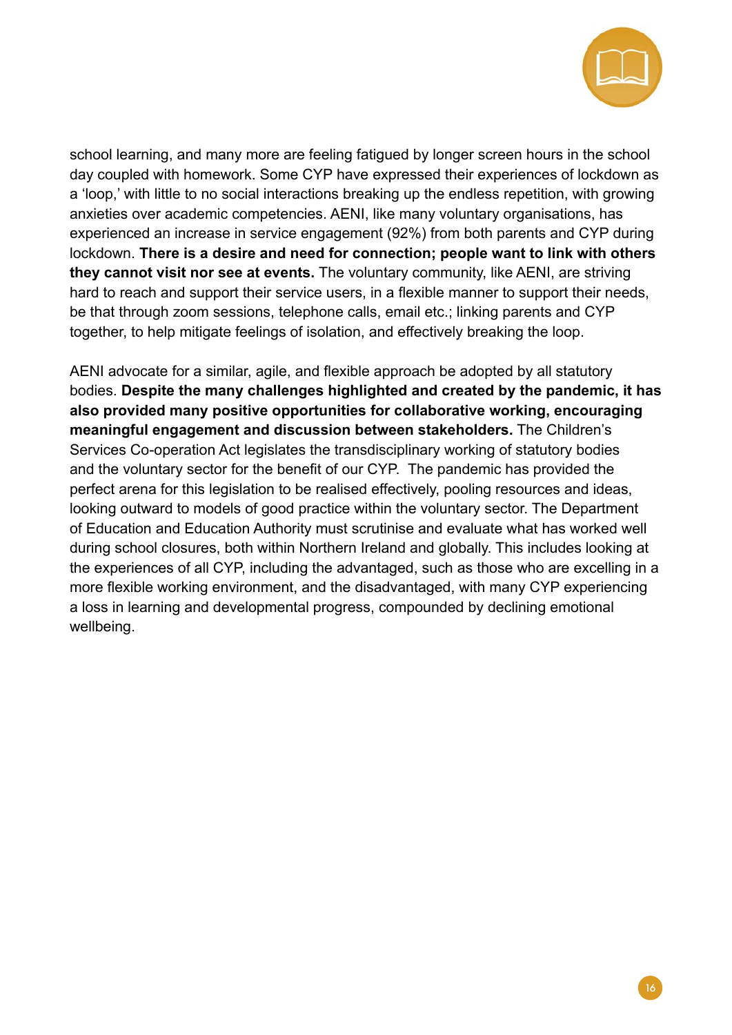school learning, and many more are feeling fatigued by longer screen hours in the school day coupled with homework. Some CYP have expressed their experiences of lockdown as a 'loop,' with little to no social interactions breaking up the endless repetition, with growing anxieties over academic competencies. AENI, like many voluntary organisations, has experienced an increase in service engagement (92%) from both parents and CYP during lockdown. **There is a desire and need for connection; people want to link with others they cannot visit nor see at events.** The voluntary community, like AENI, are striving hard to reach and support their service users, in a flexible manner to support their needs, be that through zoom sessions, telephone calls, email etc.; linking parents and CYP together, to help mitigate feelings of isolation, and effectively breaking the loop.

AENI advocate for a similar, agile, and flexible approach be adopted by all statutory bodies. **Despite the many challenges highlighted and created by the pandemic, it has also provided many positive opportunities for collaborative working, encouraging meaningful engagement and discussion between stakeholders.** The Children's Services Co-operation Act legislates the transdisciplinary working of statutory bodies and the voluntary sector for the benefit of our CYP. The pandemic has provided the perfect arena for this legislation to be realised effectively, pooling resources and ideas, looking outward to models of good practice within the voluntary sector. The Department of Education and Education Authority must scrutinise and evaluate what has worked well during school closures, both within Northern Ireland and globally. This includes looking at the experiences of all CYP, including the advantaged, such as those who are excelling in a more flexible working environment, and the disadvantaged, with many CYP experiencing a loss in learning and developmental progress, compounded by declining emotional wellbeing.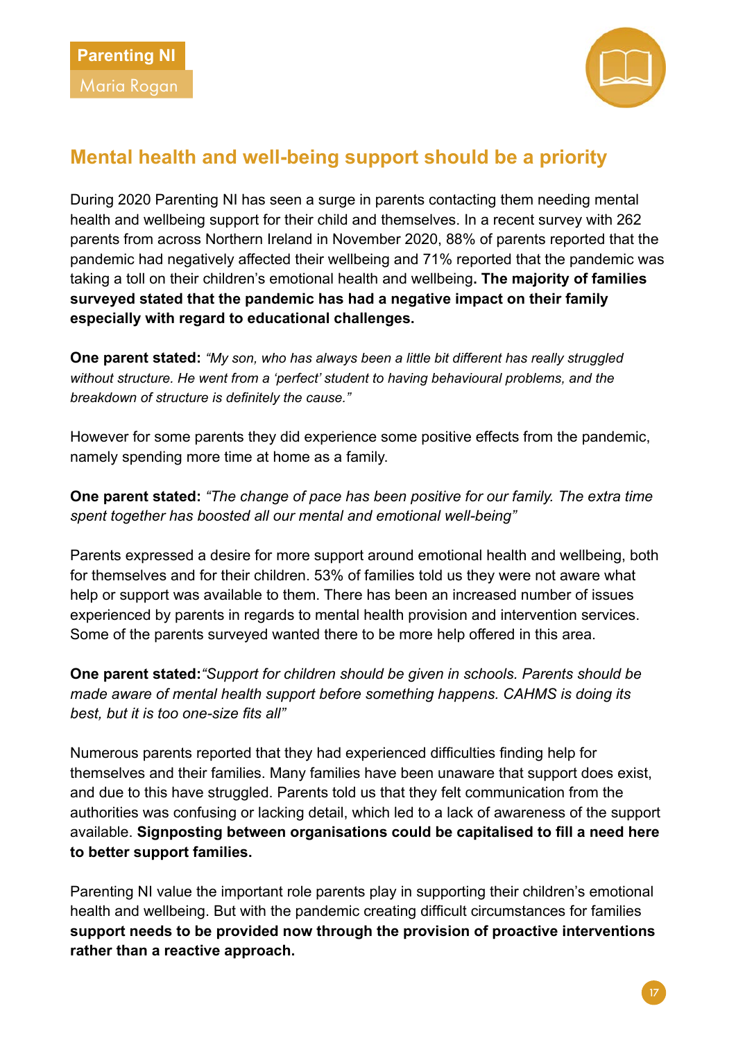Parenting NI

Maria Rogan

## Mental health and well-being support should be a priority

During 2020 Parenting NI has seen a surge in parents contacting them needing mental health and wellbeing support for their child and themselves. In a recent survey with 262 parents from across Northern Ireland in November 2020, 88% of parents reported that the pandemic had negatively affected their wellbeing and 71% reported that the pandemic was taking a toll on their children's emotional health and wellbeing**. The majority of families surveyed stated that the pandemic has had a negative impact on their family especially with regard to educational challenges.**

**One parent stated:** *"My son, who has always been a little bit different has really struggled without structure. He went from a 'perfect' student to having behavioural problems, and the breakdown of structure is definitely the cause."*

However for some parents they did experience some positive effects from the pandemic, namely spending more time at home as a family.

**One parent stated:** *"The change of pace has been positive for our family. The extra time spent together has boosted all our mental and emotional well-being"*

Parents expressed a desire for more support around emotional health and wellbeing, both for themselves and for their children. 53% of families told us they were not aware what help or support was available to them. There has been an increased number of issues experienced by parents in regards to mental health provision and intervention services. Some of the parents surveyed wanted there to be more help offered in this area.

**One parent stated:***"Support for children should be given in schools. Parents should be made aware of mental health support before something happens. CAHMS is doing its best, but it is too one-size fits all"*

Numerous parents reported that they had experienced difficulties finding help for themselves and their families. Many families have been unaware that support does exist, and due to this have struggled. Parents told us that they felt communication from the authorities was confusing or lacking detail, which led to a lack of awareness of the support available. **Signposting between organisations could be capitalised to fill a need here to better support families.**

Parenting NI value the important role parents play in supporting their children's emotional health and wellbeing. But with the pandemic creating difficult circumstances for families **support needs to be provided now through the provision of proactive interventions rather than a reactive approach.**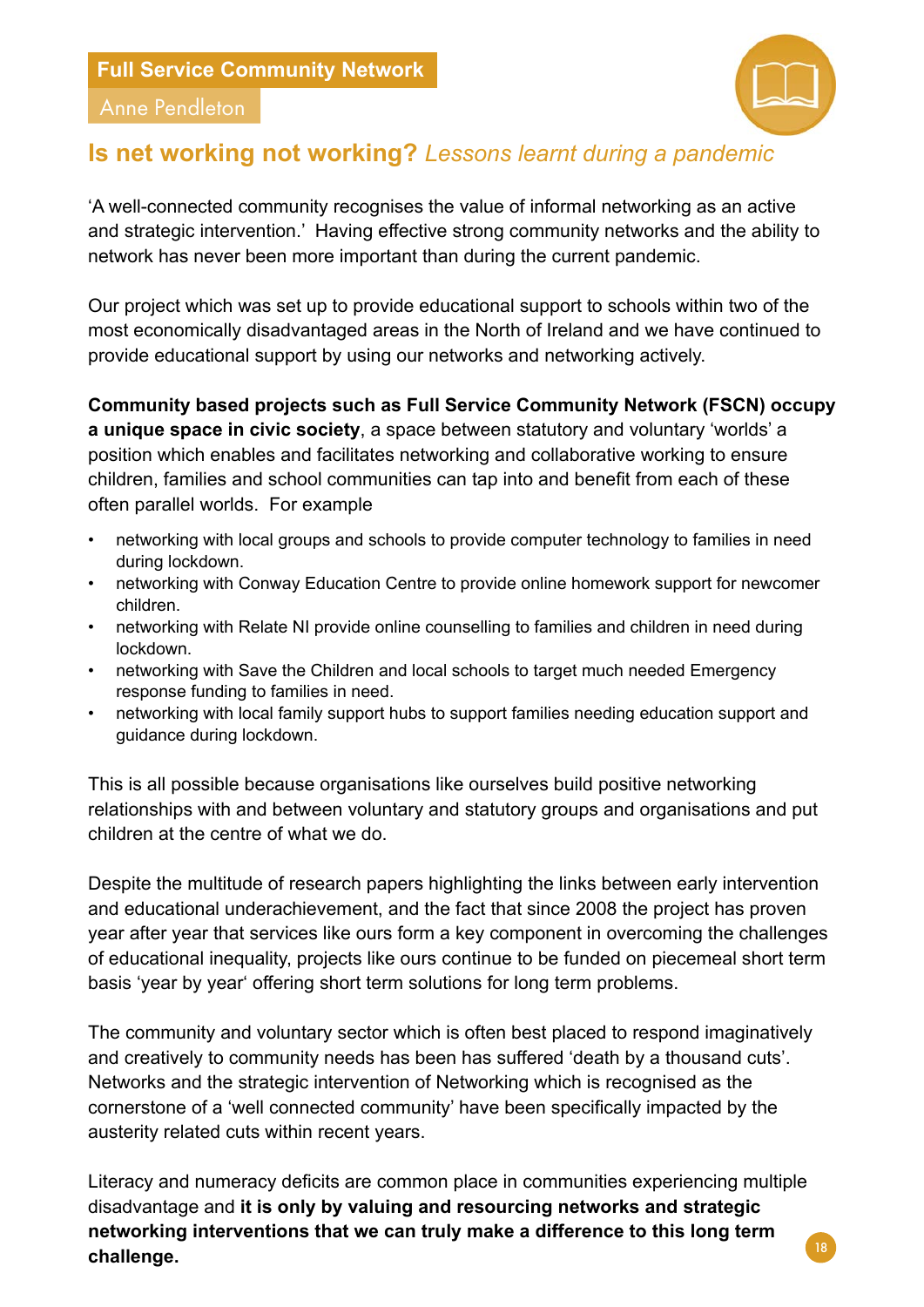**Full Service Community Network**

Anne Pendleton

## Is net working not working? *Lessons learnt during a pandemic*

'A well-connected community recognises the value of informal networking as an active and strategic intervention.' Having effective strong community networks and the ability to network has never been more important than during the current pandemic.

Our project which was set up to provide educational support to schools within two of the most economically disadvantaged areas in the North of Ireland and we have continued to provide educational support by using our networks and networking actively.

**Community based projects such as Full Service Community Network (FSCN) occupy a unique space in civic society**, a space between statutory and voluntary 'worlds' a position which enables and facilitates networking and collaborative working to ensure children, families and school communities can tap into and benefit from each of these often parallel worlds. For example

- networking with local groups and schools to provide computer technology to families in need during lockdown.
- networking with Conway Education Centre to provide online homework support for newcomer children.
- networking with Relate NI provide online counselling to families and children in need during lockdown.
- networking with Save the Children and local schools to target much needed Emergency response funding to families in need.
- networking with local family support hubs to support families needing education support and guidance during lockdown.

This is all possible because organisations like ourselves build positive networking relationships with and between voluntary and statutory groups and organisations and put children at the centre of what we do.

Despite the multitude of research papers highlighting the links between early intervention and educational underachievement, and the fact that since 2008 the project has proven year after year that services like ours form a key component in overcoming the challenges of educational inequality, projects like ours continue to be funded on piecemeal short term basis 'year by year' offering short term solutions for long term problems.

The community and voluntary sector which is often best placed to respond imaginatively and creatively to community needs has been has suffered 'death by a thousand cuts'. Networks and the strategic intervention of Networking which is recognised as the cornerstone of a 'well connected community' have been specifically impacted by the austerity related cuts within recent years.

Literacy and numeracy deficits are common place in communities experiencing multiple disadvantage and **it is only by valuing and resourcing networks and strategic networking interventions that we can truly make a difference to this long term challenge.**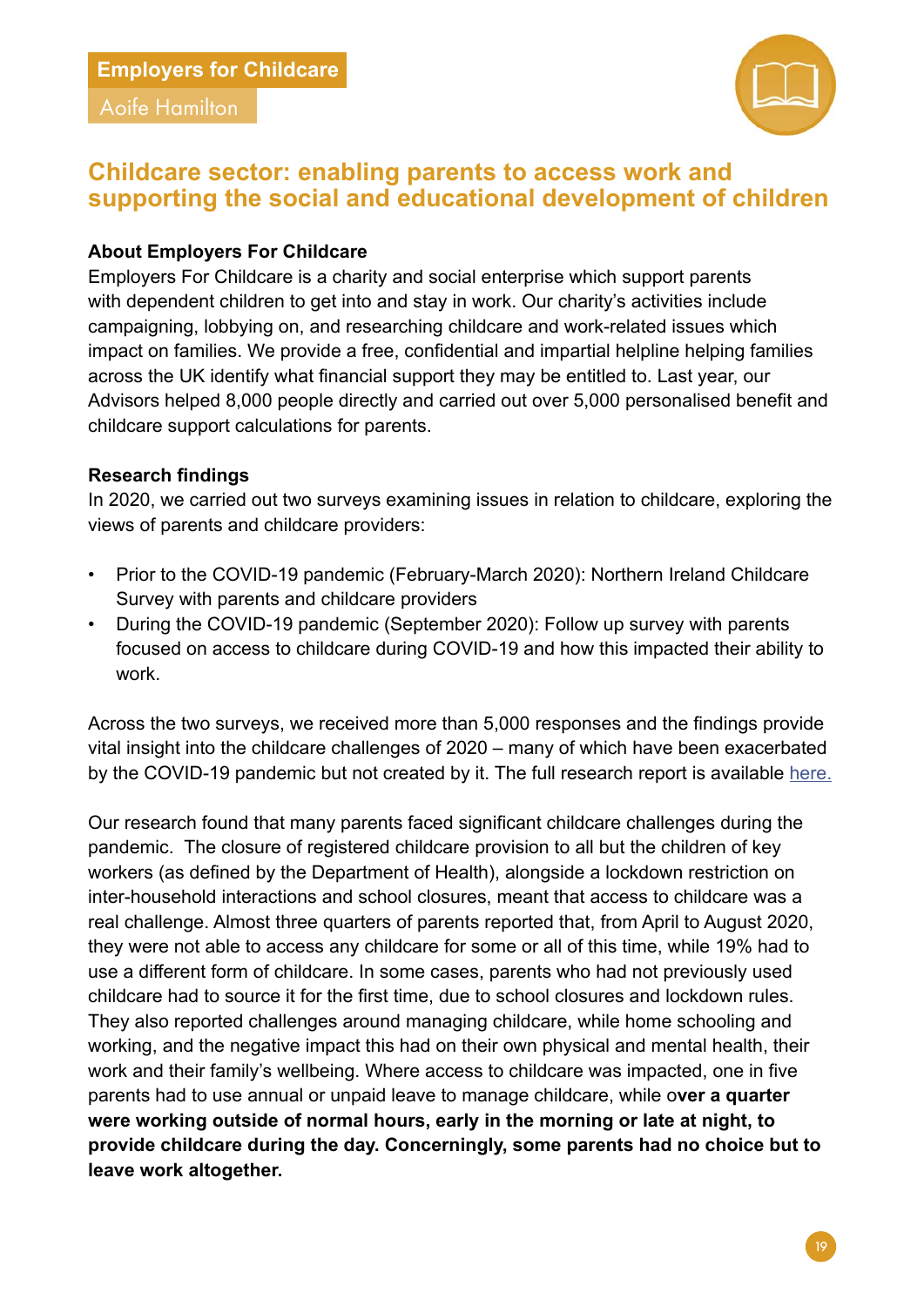**Employers for Childcare**

Aoife Hamilton

## Childcare sector: enabling parents to access work and supporting the social and educational development of children

### About Employers For Childcare

Employers For Childcare is a charity and social enterprise which support parents with dependent children to get into and stay in work. Our charity's activities include campaigning, lobbying on, and researching childcare and work-related issues which impact on families. We provide a free, confidential and impartial helpline helping families across the UK identify what financial support they may be entitled to. Last year, our Advisors helped 8,000 people directly and carried out over 5,000 personalised benefit and childcare support calculations for parents.

### Research findings

In 2020, we carried out two surveys examining issues in relation to childcare, exploring the views of parents and childcare providers:

- Prior to the COVID-19 pandemic (February-March 2020): Northern Ireland Childcare Survey with parents and childcare providers
- During the COVID-19 pandemic (September 2020): Follow up survey with parents focused on access to childcare during COVID-19 and how this impacted their ability to work.

Across the two surveys, we received more than 5,000 responses and the findings provide vital insight into the childcare challenges of 2020 – many of which have been exacerbated by the COVID-19 pandemic but not created by it. The full research report is available here.

Our research found that many parents faced significant childcare challenges during the pandemic. The closure of registered childcare provision to all but the children of key workers (as defined by the Department of Health), alongside a lockdown restriction on inter-household interactions and school closures, meant that access to childcare was a real challenge. Almost three quarters of parents reported that, from April to August 2020, they were not able to access any childcare for some or all of this time, while 19% had to use a different form of childcare. In some cases, parents who had not previously used childcare had to source it for the first time, due to school closures and lockdown rules. They also reported challenges around managing childcare, while home schooling and working, and the negative impact this had on their own physical and mental health, their work and their family's wellbeing. Where access to childcare was impacted, one in five parents had to use annual or unpaid leave to manage childcare, while o**ver a quarter were working outside of normal hours, early in the morning or late at night, to provide childcare during the day. Concerningly, some parents had no choice but to leave work altogether.**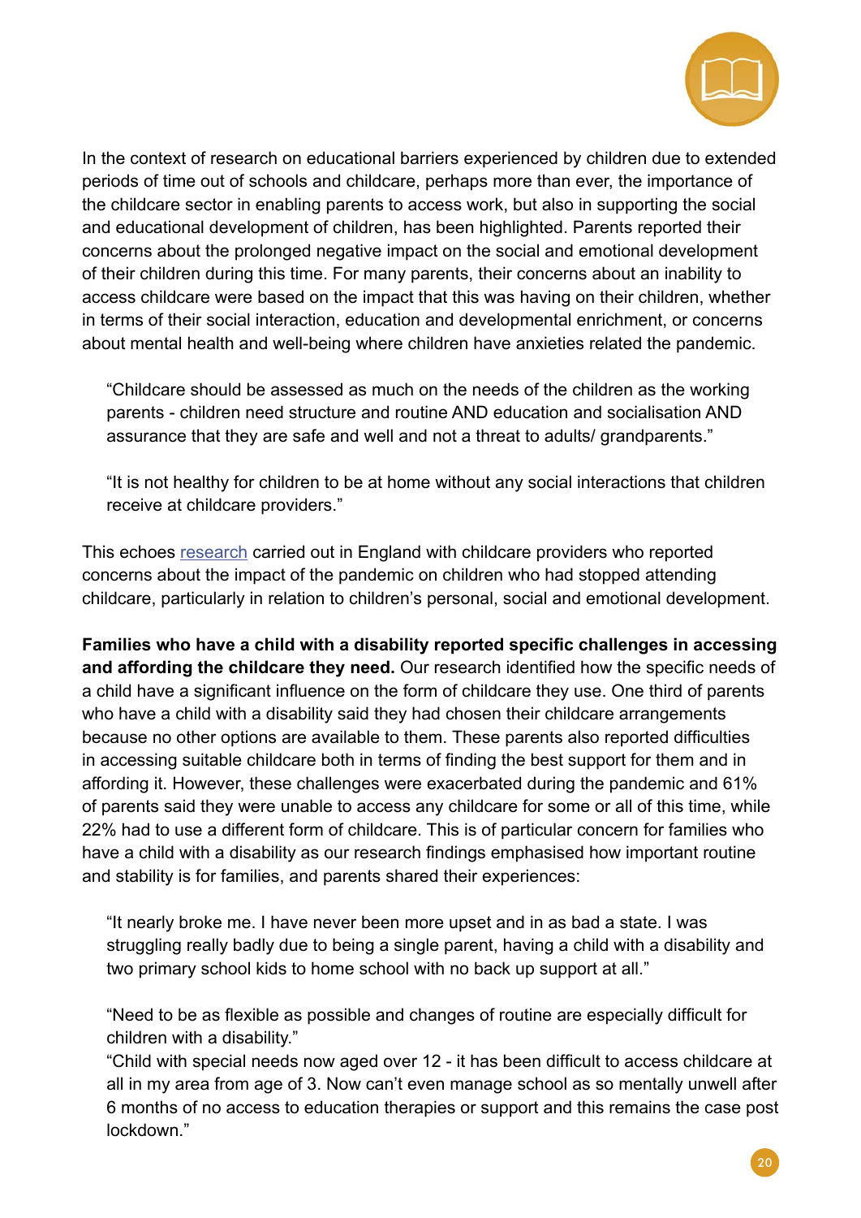In the context of research on educational barriers experienced by children due to extended periods of time out of schools and childcare, perhaps more than ever, the importance of the childcare sector in enabling parents to access work, but also in supporting the social and educational development of children, has been highlighted. Parents reported their concerns about the prolonged negative impact on the social and emotional development of their children during this time. For many parents, their concerns about an inability to access childcare were based on the impact that this was having on their children, whether in terms of their social interaction, education and developmental enrichment, or concerns about mental health and well-being where children have anxieties related the pandemic.

> "Childcare should be assessed as much on the needs of the children as the working parents - children need structure and routine AND education and socialisation AND assurance that they are safe and well and not a threat to adults/ grandparents."

> "It is not healthy for children to be at home without any social interactions that children receive at childcare providers."

This echoes research carried out in England with childcare providers who reported concerns about the impact of the pandemic on children who had stopped attending childcare, particularly in relation to children's personal, social and emotional development.

**Families who have a child with a disability reported specific challenges in accessing and affording the childcare they need.** Our research identified how the specific needs of a child have a significant influence on the form of childcare they use. One third of parents who have a child with a disability said they had chosen their childcare arrangements because no other options are available to them. These parents also reported difficulties in accessing suitable childcare both in terms of finding the best support for them and in affording it. However, these challenges were exacerbated during the pandemic and 61% of parents said they were unable to access any childcare for some or all of this time, while 22% had to use a different form of childcare. This is of particular concern for families who have a child with a disability as our research findings emphasised how important routine and stability is for families, and parents shared their experiences:

> "It nearly broke me. I have never been more upset and in as bad a state. I was struggling really badly due to being a single parent, having a child with a disability and two primary school kids to home school with no back up support at all."

> "Need to be as flexible as possible and changes of routine are especially difficult for children with a disability."
>
> "Child with special needs now aged over 12 - it has been difficult to access childcare at all in my area from age of 3. Now can't even manage school as so mentally unwell after 6 months of no access to education therapies or support and this remains the case post lockdown."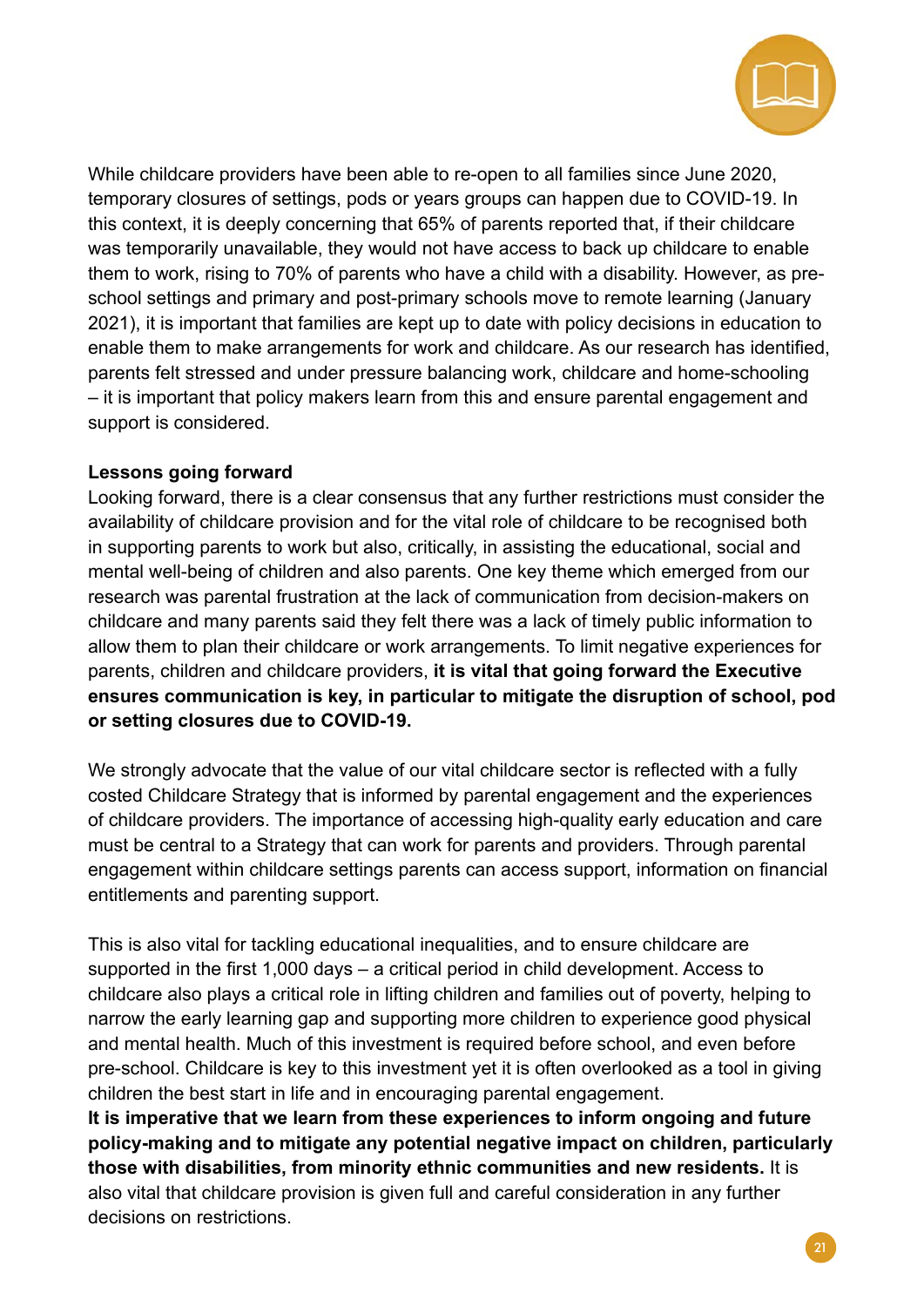While childcare providers have been able to re-open to all families since June 2020, temporary closures of settings, pods or years groups can happen due to COVID-19. In this context, it is deeply concerning that 65% of parents reported that, if their childcare was temporarily unavailable, they would not have access to back up childcare to enable them to work, rising to 70% of parents who have a child with a disability. However, as pre-school settings and primary and post-primary schools move to remote learning (January 2021), it is important that families are kept up to date with policy decisions in education to enable them to make arrangements for work and childcare. As our research has identified, parents felt stressed and under pressure balancing work, childcare and home-schooling – it is important that policy makers learn from this and ensure parental engagement and support is considered.

**Lessons going forward**

Looking forward, there is a clear consensus that any further restrictions must consider the availability of childcare provision and for the vital role of childcare to be recognised both in supporting parents to work but also, critically, in assisting the educational, social and mental well-being of children and also parents. One key theme which emerged from our research was parental frustration at the lack of communication from decision-makers on childcare and many parents said they felt there was a lack of timely public information to allow them to plan their childcare or work arrangements. To limit negative experiences for parents, children and childcare providers, **it is vital that going forward the Executive ensures communication is key, in particular to mitigate the disruption of school, pod or setting closures due to COVID-19.**

We strongly advocate that the value of our vital childcare sector is reflected with a fully costed Childcare Strategy that is informed by parental engagement and the experiences of childcare providers. The importance of accessing high-quality early education and care must be central to a Strategy that can work for parents and providers. Through parental engagement within childcare settings parents can access support, information on financial entitlements and parenting support.

This is also vital for tackling educational inequalities, and to ensure childcare are supported in the first 1,000 days – a critical period in child development. Access to childcare also plays a critical role in lifting children and families out of poverty, helping to narrow the early learning gap and supporting more children to experience good physical and mental health. Much of this investment is required before school, and even before pre-school. Childcare is key to this investment yet it is often overlooked as a tool in giving children the best start in life and in encouraging parental engagement.
**It is imperative that we learn from these experiences to inform ongoing and future policy-making and to mitigate any potential negative impact on children, particularly those with disabilities, from minority ethnic communities and new residents.** It is also vital that childcare provision is given full and careful consideration in any further decisions on restrictions.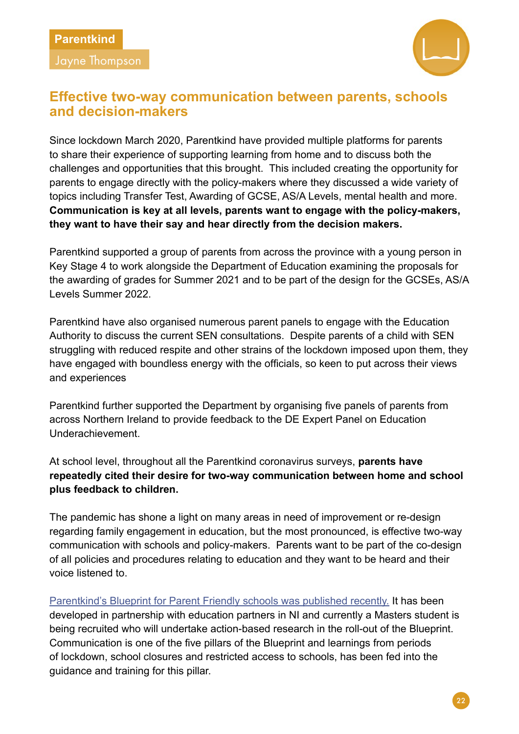Parentkind

Jayne Thompson

## Effective two-way communication between parents, schools and decision-makers

Since lockdown March 2020, Parentkind have provided multiple platforms for parents to share their experience of supporting learning from home and to discuss both the challenges and opportunities that this brought. This included creating the opportunity for parents to engage directly with the policy-makers where they discussed a wide variety of topics including Transfer Test, Awarding of GCSE, AS/A Levels, mental health and more. **Communication is key at all levels, parents want to engage with the policy-makers, they want to have their say and hear directly from the decision makers.**

Parentkind supported a group of parents from across the province with a young person in Key Stage 4 to work alongside the Department of Education examining the proposals for the awarding of grades for Summer 2021 and to be part of the design for the GCSEs, AS/A Levels Summer 2022.

Parentkind have also organised numerous parent panels to engage with the Education Authority to discuss the current SEN consultations. Despite parents of a child with SEN struggling with reduced respite and other strains of the lockdown imposed upon them, they have engaged with boundless energy with the officials, so keen to put across their views and experiences

Parentkind further supported the Department by organising five panels of parents from across Northern Ireland to provide feedback to the DE Expert Panel on Education Underachievement.

At school level, throughout all the Parentkind coronavirus surveys, **parents have repeatedly cited their desire for two-way communication between home and school plus feedback to children.**

The pandemic has shone a light on many areas in need of improvement or re-design regarding family engagement in education, but the most pronounced, is effective two-way communication with schools and policy-makers. Parents want to be part of the co-design of all policies and procedures relating to education and they want to be heard and their voice listened to.

Parentkind's Blueprint for Parent Friendly schools was published recently. It has been developed in partnership with education partners in NI and currently a Masters student is being recruited who will undertake action-based research in the roll-out of the Blueprint. Communication is one of the five pillars of the Blueprint and learnings from periods of lockdown, school closures and restricted access to schools, has been fed into the guidance and training for this pillar.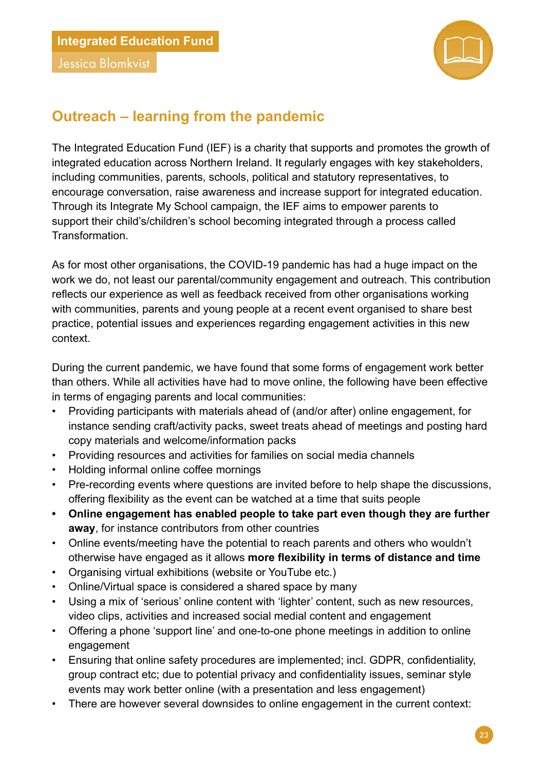**Integrated Education Fund**

Jessica Blomkvist

## Outreach – learning from the pandemic

The Integrated Education Fund (IEF) is a charity that supports and promotes the growth of integrated education across Northern Ireland. It regularly engages with key stakeholders, including communities, parents, schools, political and statutory representatives, to encourage conversation, raise awareness and increase support for integrated education. Through its Integrate My School campaign, the IEF aims to empower parents to support their child's/children's school becoming integrated through a process called Transformation.

As for most other organisations, the COVID-19 pandemic has had a huge impact on the work we do, not least our parental/community engagement and outreach. This contribution reflects our experience as well as feedback received from other organisations working with communities, parents and young people at a recent event organised to share best practice, potential issues and experiences regarding engagement activities in this new context.

During the current pandemic, we have found that some forms of engagement work better than others. While all activities have had to move online, the following have been effective in terms of engaging parents and local communities:

- Providing participants with materials ahead of (and/or after) online engagement, for instance sending craft/activity packs, sweet treats ahead of meetings and posting hard copy materials and welcome/information packs
- Providing resources and activities for families on social media channels
- Holding informal online coffee mornings
- Pre-recording events where questions are invited before to help shape the discussions, offering flexibility as the event can be watched at a time that suits people
- **Online engagement has enabled people to take part even though they are further away**, for instance contributors from other countries
- Online events/meeting have the potential to reach parents and others who wouldn't otherwise have engaged as it allows **more flexibility in terms of distance and time**
- Organising virtual exhibitions (website or YouTube etc.)
- Online/Virtual space is considered a shared space by many
- Using a mix of 'serious' online content with 'lighter' content, such as new resources, video clips, activities and increased social medial content and engagement
- Offering a phone 'support line' and one-to-one phone meetings in addition to online engagement
- Ensuring that online safety procedures are implemented; incl. GDPR, confidentiality, group contract etc; due to potential privacy and confidentiality issues, seminar style events may work better online (with a presentation and less engagement)
- There are however several downsides to online engagement in the current context: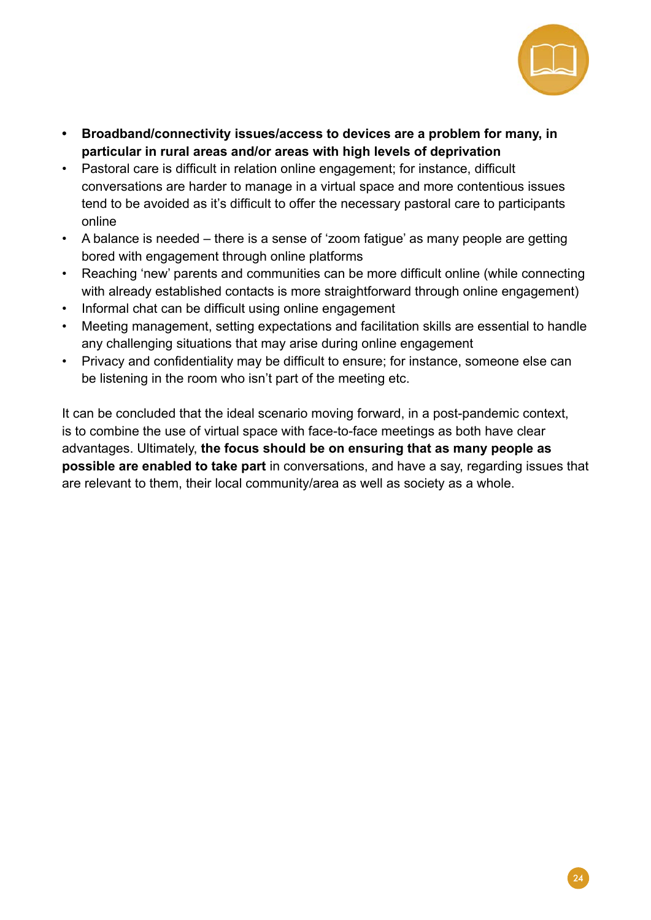- **Broadband/connectivity issues/access to devices are a problem for many, in particular in rural areas and/or areas with high levels of deprivation**
- Pastoral care is difficult in relation online engagement; for instance, difficult conversations are harder to manage in a virtual space and more contentious issues tend to be avoided as it's difficult to offer the necessary pastoral care to participants online
- A balance is needed – there is a sense of 'zoom fatigue' as many people are getting bored with engagement through online platforms
- Reaching 'new' parents and communities can be more difficult online (while connecting with already established contacts is more straightforward through online engagement)
- Informal chat can be difficult using online engagement
- Meeting management, setting expectations and facilitation skills are essential to handle any challenging situations that may arise during online engagement
- Privacy and confidentiality may be difficult to ensure; for instance, someone else can be listening in the room who isn't part of the meeting etc.

It can be concluded that the ideal scenario moving forward, in a post-pandemic context, is to combine the use of virtual space with face-to-face meetings as both have clear advantages. Ultimately, **the focus should be on ensuring that as many people as possible are enabled to take part** in conversations, and have a say, regarding issues that are relevant to them, their local community/area as well as society as a whole.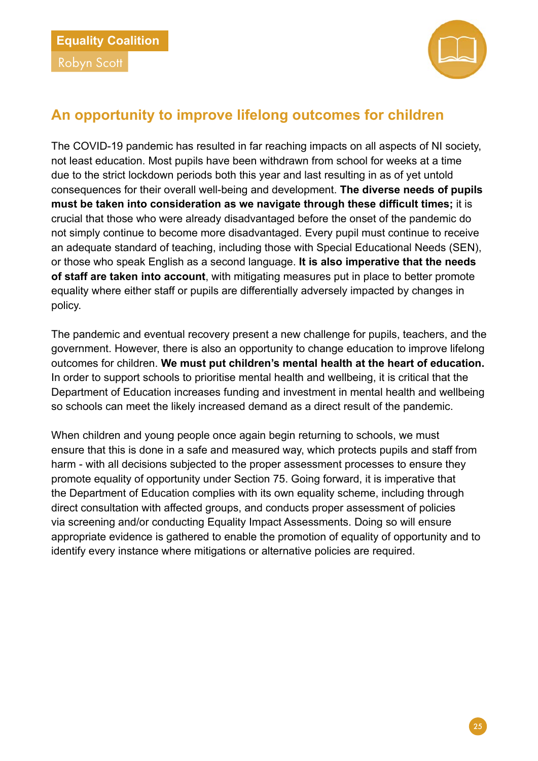Equality Coalition

Robyn Scott

## An opportunity to improve lifelong outcomes for children

The COVID-19 pandemic has resulted in far reaching impacts on all aspects of NI society, not least education. Most pupils have been withdrawn from school for weeks at a time due to the strict lockdown periods both this year and last resulting in as of yet untold consequences for their overall well-being and development. **The diverse needs of pupils must be taken into consideration as we navigate through these difficult times;** it is crucial that those who were already disadvantaged before the onset of the pandemic do not simply continue to become more disadvantaged. Every pupil must continue to receive an adequate standard of teaching, including those with Special Educational Needs (SEN), or those who speak English as a second language. **It is also imperative that the needs of staff are taken into account**, with mitigating measures put in place to better promote equality where either staff or pupils are differentially adversely impacted by changes in policy.

The pandemic and eventual recovery present a new challenge for pupils, teachers, and the government. However, there is also an opportunity to change education to improve lifelong outcomes for children. **We must put children's mental health at the heart of education.** In order to support schools to prioritise mental health and wellbeing, it is critical that the Department of Education increases funding and investment in mental health and wellbeing so schools can meet the likely increased demand as a direct result of the pandemic.

When children and young people once again begin returning to schools, we must ensure that this is done in a safe and measured way, which protects pupils and staff from harm - with all decisions subjected to the proper assessment processes to ensure they promote equality of opportunity under Section 75. Going forward, it is imperative that the Department of Education complies with its own equality scheme, including through direct consultation with affected groups, and conducts proper assessment of policies via screening and/or conducting Equality Impact Assessments. Doing so will ensure appropriate evidence is gathered to enable the promotion of equality of opportunity and to identify every instance where mitigations or alternative policies are required.